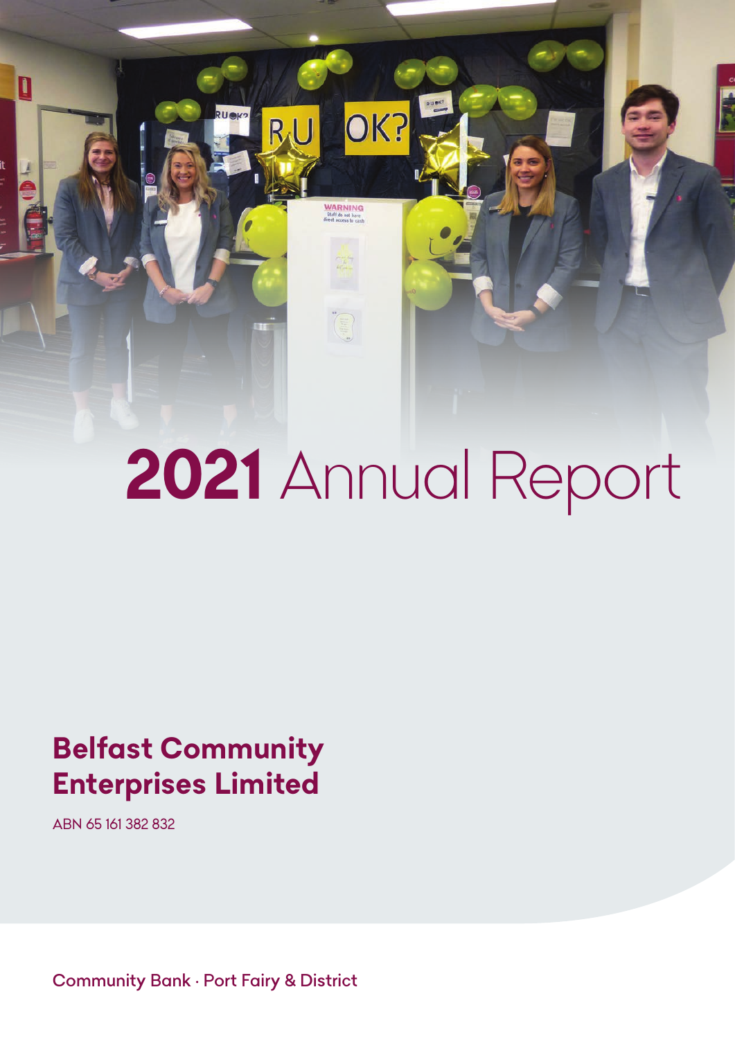# 2021 Annual Report

## Belfast Community Enterprises Limited

ABN 65 161 382 832

Community Bank · Port Fairy & District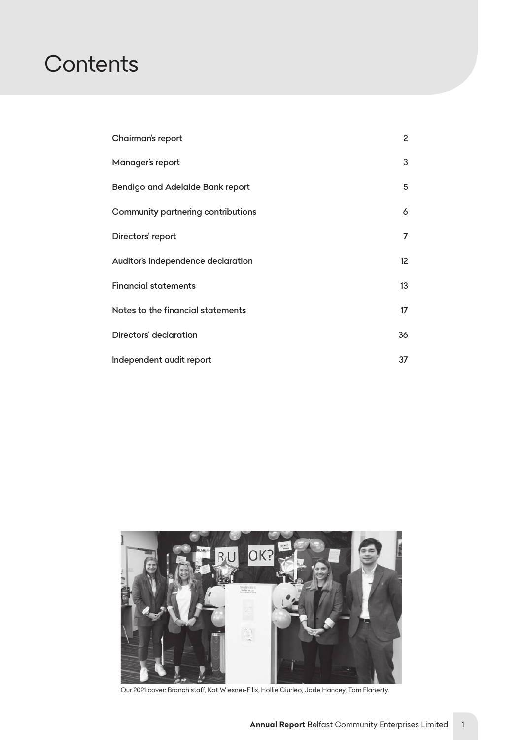# Contents

| | |
|---|---|
| Chairman's report | 2 |
| Manager's report | 3 |
| Bendigo and Adelaide Bank report | 5 |
| Community partnering contributions | 6 |
| Directors' report | 7 |
| Auditor's independence declaration | 12 |
| Financial statements | 13 |
| Notes to the financial statements | 17 |
| Directors' declaration | 36 |
| Independent audit report | 37 |

Our 2021 cover: Branch staff, Kat Wiesner-Ellix, Hollie Ciurleo, Jade Hancey, Tom Flaherty.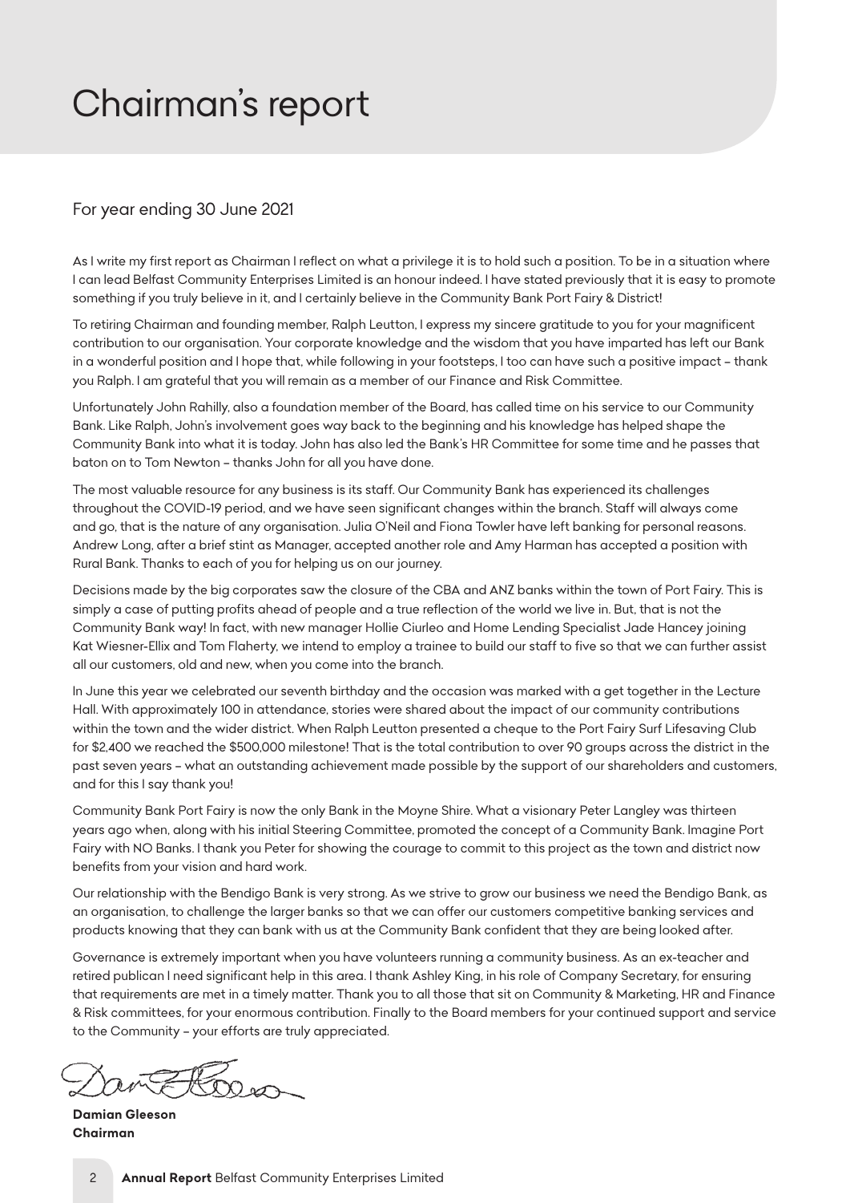# Chairman's report

## For year ending 30 June 2021

As I write my first report as Chairman I reflect on what a privilege it is to hold such a position. To be in a situation where I can lead Belfast Community Enterprises Limited is an honour indeed. I have stated previously that it is easy to promote something if you truly believe in it, and I certainly believe in the Community Bank Port Fairy & District!

To retiring Chairman and founding member, Ralph Leutton, I express my sincere gratitude to you for your magnificent contribution to our organisation. Your corporate knowledge and the wisdom that you have imparted has left our Bank in a wonderful position and I hope that, while following in your footsteps, I too can have such a positive impact – thank you Ralph. I am grateful that you will remain as a member of our Finance and Risk Committee.

Unfortunately John Rahilly, also a foundation member of the Board, has called time on his service to our Community Bank. Like Ralph, John's involvement goes way back to the beginning and his knowledge has helped shape the Community Bank into what it is today. John has also led the Bank's HR Committee for some time and he passes that baton on to Tom Newton – thanks John for all you have done.

The most valuable resource for any business is its staff. Our Community Bank has experienced its challenges throughout the COVID-19 period, and we have seen significant changes within the branch. Staff will always come and go, that is the nature of any organisation. Julia O'Neil and Fiona Towler have left banking for personal reasons. Andrew Long, after a brief stint as Manager, accepted another role and Amy Harman has accepted a position with Rural Bank. Thanks to each of you for helping us on our journey.

Decisions made by the big corporates saw the closure of the CBA and ANZ banks within the town of Port Fairy. This is simply a case of putting profits ahead of people and a true reflection of the world we live in. But, that is not the Community Bank way! In fact, with new manager Hollie Ciurleo and Home Lending Specialist Jade Hancey joining Kat Wiesner-Ellix and Tom Flaherty, we intend to employ a trainee to build our staff to five so that we can further assist all our customers, old and new, when you come into the branch.

In June this year we celebrated our seventh birthday and the occasion was marked with a get together in the Lecture Hall. With approximately 100 in attendance, stories were shared about the impact of our community contributions within the town and the wider district. When Ralph Leutton presented a cheque to the Port Fairy Surf Lifesaving Club for $2,400 we reached the $500,000 milestone! That is the total contribution to over 90 groups across the district in the past seven years – what an outstanding achievement made possible by the support of our shareholders and customers, and for this I say thank you!

Community Bank Port Fairy is now the only Bank in the Moyne Shire. What a visionary Peter Langley was thirteen years ago when, along with his initial Steering Committee, promoted the concept of a Community Bank. Imagine Port Fairy with NO Banks. I thank you Peter for showing the courage to commit to this project as the town and district now benefits from your vision and hard work.

Our relationship with the Bendigo Bank is very strong. As we strive to grow our business we need the Bendigo Bank, as an organisation, to challenge the larger banks so that we can offer our customers competitive banking services and products knowing that they can bank with us at the Community Bank confident that they are being looked after.

Governance is extremely important when you have volunteers running a community business. As an ex-teacher and retired publican I need significant help in this area. I thank Ashley King, in his role of Company Secretary, for ensuring that requirements are met in a timely matter. Thank you to all those that sit on Community & Marketing, HR and Finance & Risk committees, for your enormous contribution. Finally to the Board members for your continued support and service to the Community – your efforts are truly appreciated.

**Damian Gleeson**
**Chairman**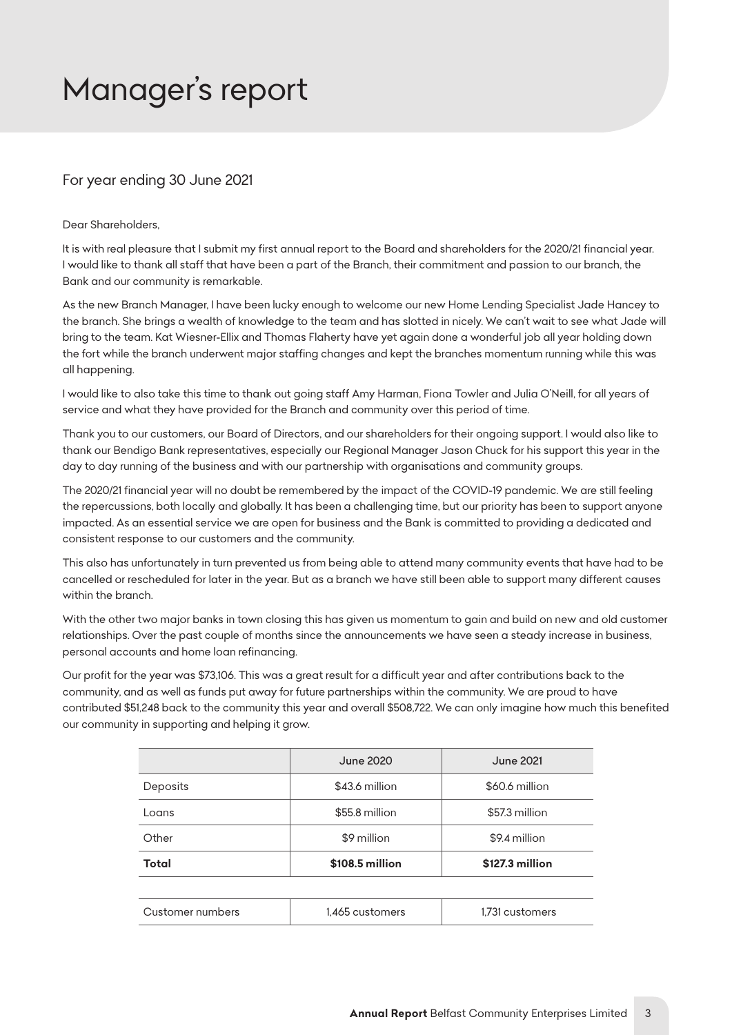# Manager's report

For year ending 30 June 2021

Dear Shareholders,

It is with real pleasure that I submit my first annual report to the Board and shareholders for the 2020/21 financial year. I would like to thank all staff that have been a part of the Branch, their commitment and passion to our branch, the Bank and our community is remarkable.

As the new Branch Manager, I have been lucky enough to welcome our new Home Lending Specialist Jade Hancey to the branch. She brings a wealth of knowledge to the team and has slotted in nicely. We can't wait to see what Jade will bring to the team. Kat Wiesner-Ellix and Thomas Flaherty have yet again done a wonderful job all year holding down the fort while the branch underwent major staffing changes and kept the branches momentum running while this was all happening.

I would like to also take this time to thank out going staff Amy Harman, Fiona Towler and Julia O'Neill, for all years of service and what they have provided for the Branch and community over this period of time.

Thank you to our customers, our Board of Directors, and our shareholders for their ongoing support. I would also like to thank our Bendigo Bank representatives, especially our Regional Manager Jason Chuck for his support this year in the day to day running of the business and with our partnership with organisations and community groups.

The 2020/21 financial year will no doubt be remembered by the impact of the COVID-19 pandemic. We are still feeling the repercussions, both locally and globally. It has been a challenging time, but our priority has been to support anyone impacted. As an essential service we are open for business and the Bank is committed to providing a dedicated and consistent response to our customers and the community.

This also has unfortunately in turn prevented us from being able to attend many community events that have had to be cancelled or rescheduled for later in the year. But as a branch we have still been able to support many different causes within the branch.

With the other two major banks in town closing this has given us momentum to gain and build on new and old customer relationships. Over the past couple of months since the announcements we have seen a steady increase in business, personal accounts and home loan refinancing.

Our profit for the year was $73,106. This was a great result for a difficult year and after contributions back to the community, and as well as funds put away for future partnerships within the community. We are proud to have contributed $51,248 back to the community this year and overall $508,722. We can only imagine how much this benefited our community in supporting and helping it grow.

| | June 2020 | June 2021 |
|---|---|---|
| Deposits | $43.6 million | $60.6 million |
| Loans | $55.8 million | $57.3 million |
| Other | $9 million | $9.4 million |
| **Total** | **$108.5 million** | **$127.3 million** |
| | | |
| Customer numbers | 1,465 customers | 1,731 customers |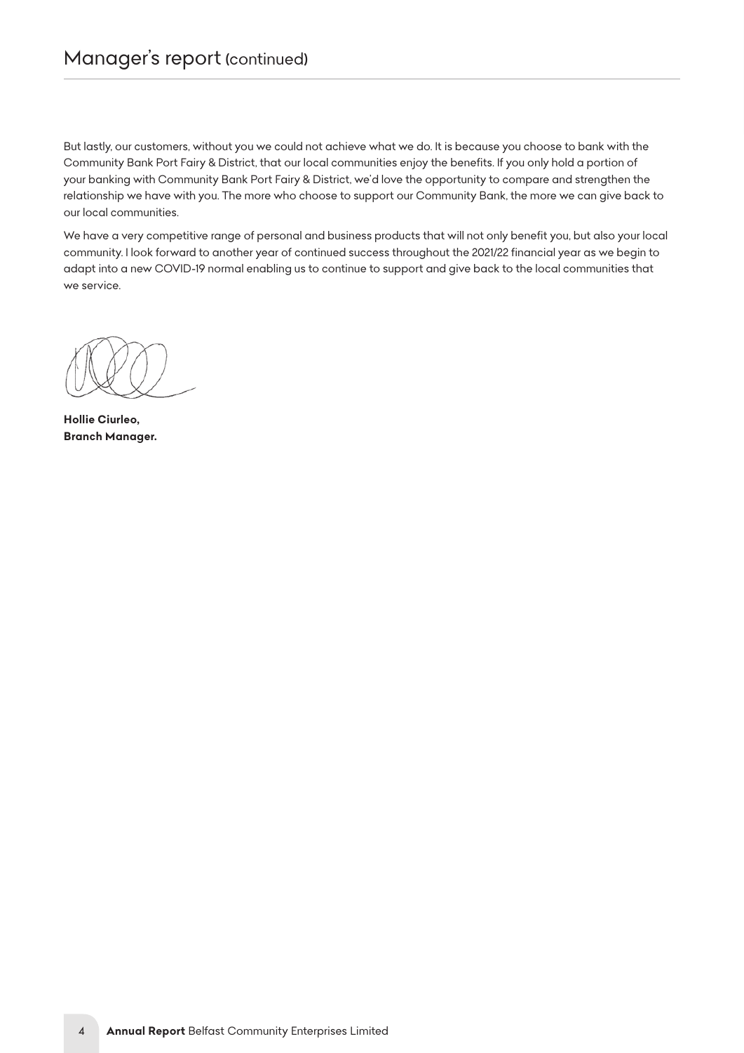# Manager's report (continued)

But lastly, our customers, without you we could not achieve what we do. It is because you choose to bank with the Community Bank Port Fairy & District, that our local communities enjoy the benefits. If you only hold a portion of your banking with Community Bank Port Fairy & District, we'd love the opportunity to compare and strengthen the relationship we have with you. The more who choose to support our Community Bank, the more we can give back to our local communities.

We have a very competitive range of personal and business products that will not only benefit you, but also your local community. I look forward to another year of continued success throughout the 2021/22 financial year as we begin to adapt into a new COVID-19 normal enabling us to continue to support and give back to the local communities that we service.

**Hollie Ciurleo,**
**Branch Manager.**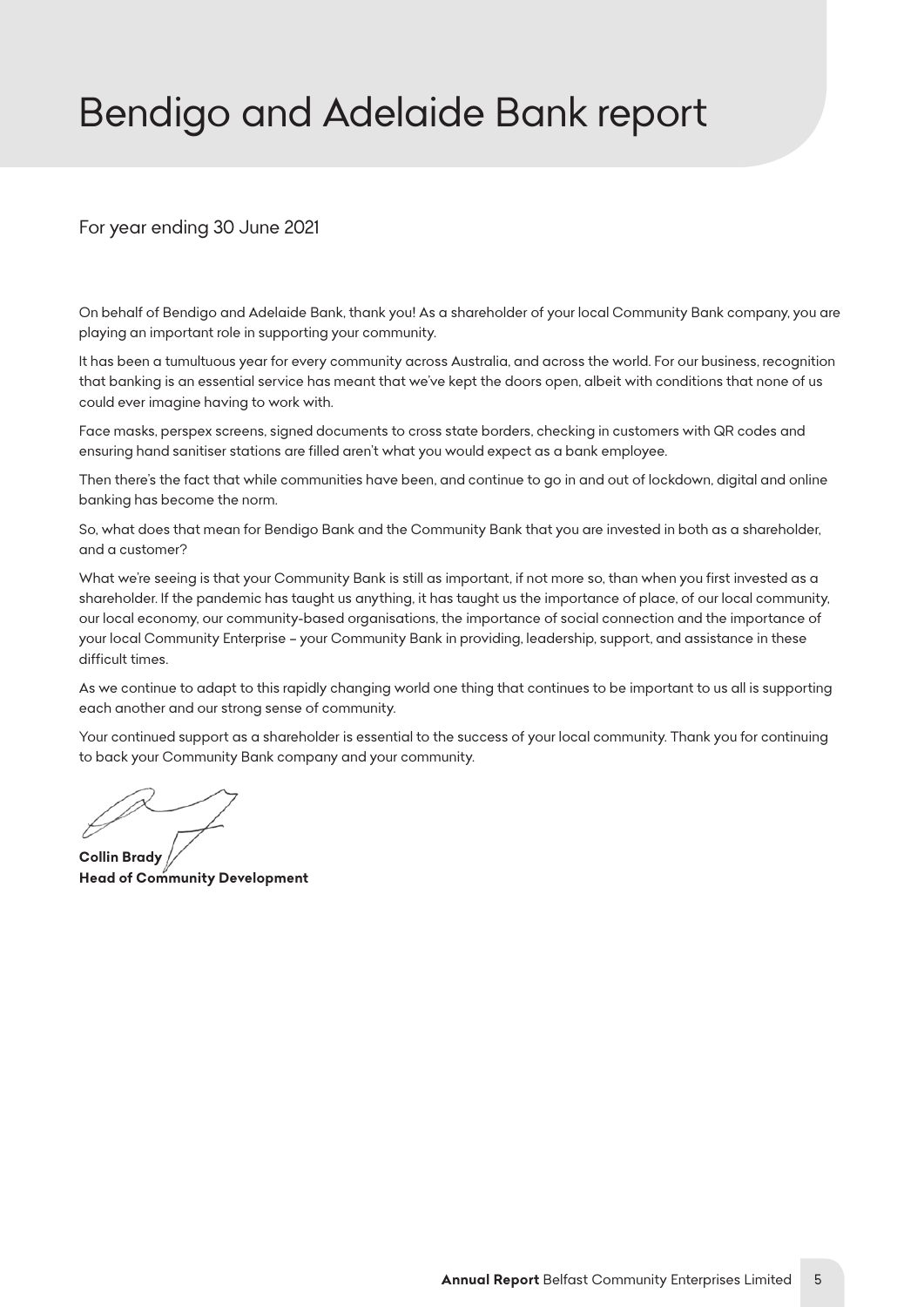# Bendigo and Adelaide Bank report

For year ending 30 June 2021

On behalf of Bendigo and Adelaide Bank, thank you! As a shareholder of your local Community Bank company, you are playing an important role in supporting your community.

It has been a tumultuous year for every community across Australia, and across the world. For our business, recognition that banking is an essential service has meant that we've kept the doors open, albeit with conditions that none of us could ever imagine having to work with.

Face masks, perspex screens, signed documents to cross state borders, checking in customers with QR codes and ensuring hand sanitiser stations are filled aren't what you would expect as a bank employee.

Then there's the fact that while communities have been, and continue to go in and out of lockdown, digital and online banking has become the norm.

So, what does that mean for Bendigo Bank and the Community Bank that you are invested in both as a shareholder, and a customer?

What we're seeing is that your Community Bank is still as important, if not more so, than when you first invested as a shareholder. If the pandemic has taught us anything, it has taught us the importance of place, of our local community, our local economy, our community-based organisations, the importance of social connection and the importance of your local Community Enterprise – your Community Bank in providing, leadership, support, and assistance in these difficult times.

As we continue to adapt to this rapidly changing world one thing that continues to be important to us all is supporting each another and our strong sense of community.

Your continued support as a shareholder is essential to the success of your local community. Thank you for continuing to back your Community Bank company and your community.

**Collin Brady**
**Head of Community Development**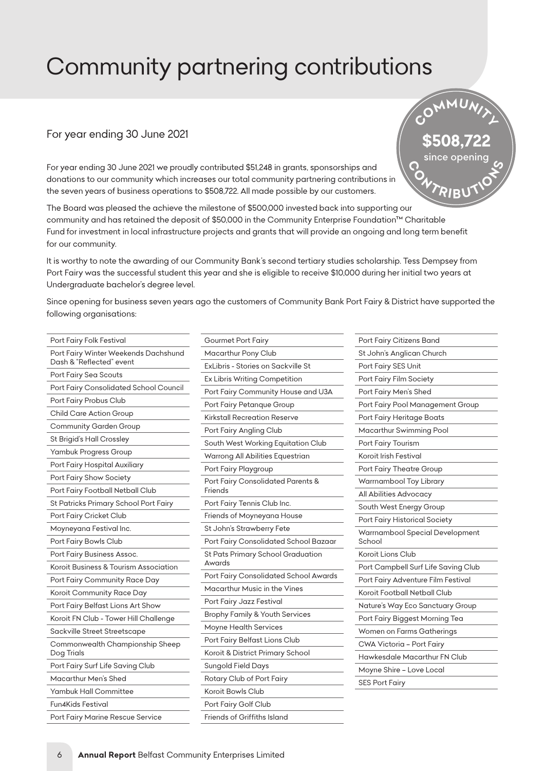# Community partnering contributions

## For year ending 30 June 2021

COMMUNITY **$508,722** since opening CONTRIBUTIONS

For year ending 30 June 2021 we proudly contributed $51,248 in grants, sponsorships and donations to our community which increases our total community partnering contributions in the seven years of business operations to $508,722. All made possible by our customers.

The Board was pleased the achieve the milestone of $500,000 invested back into supporting our community and has retained the deposit of $50,000 in the Community Enterprise Foundation™ Charitable Fund for investment in local infrastructure projects and grants that will provide an ongoing and long term benefit for our community.

It is worthy to note the awarding of our Community Bank's second tertiary studies scholarship. Tess Dempsey from Port Fairy was the successful student this year and she is eligible to receive $10,000 during her initial two years at Undergraduate bachelor's degree level.

Since opening for business seven years ago the customers of Community Bank Port Fairy & District have supported the following organisations:

- Port Fairy Folk Festival
- Port Fairy Winter Weekends Dachshund Dash & "Reflected" event
- Port Fairy Sea Scouts
- Port Fairy Consolidated School Council
- Port Fairy Probus Club
- Child Care Action Group
- Community Garden Group
- St Brigid's Hall Crossley
- Yambuk Progress Group
- Port Fairy Hospital Auxiliary
- Port Fairy Show Society
- Port Fairy Football Netball Club
- St Patricks Primary School Port Fairy
- Port Fairy Cricket Club
- Moyneyana Festival Inc.
- Port Fairy Bowls Club
- Port Fairy Business Assoc.
- Koroit Business & Tourism Association
- Port Fairy Community Race Day
- Koroit Community Race Day
- Port Fairy Belfast Lions Art Show
- Koroit FN Club - Tower Hill Challenge
- Sackville Street Streetscape
- Commonwealth Championship Sheep Dog Trials
- Port Fairy Surf Life Saving Club
- Macarthur Men's Shed
- Yambuk Hall Committee
- Fun4Kids Festival
- Port Fairy Marine Rescue Service
- Gourmet Port Fairy
- Macarthur Pony Club
- ExLibris - Stories on Sackville St
- Ex Libris Writing Competition
- Port Fairy Community House and U3A
- Port Fairy Petanque Group
- Kirkstall Recreation Reserve
- Port Fairy Angling Club
- South West Working Equitation Club
- Warrong All Abilities Equestrian
- Port Fairy Playgroup
- Port Fairy Consolidated Parents & Friends
- Port Fairy Tennis Club Inc.
- Friends of Moyneyana House
- St John's Strawberry Fete
- Port Fairy Consolidated School Bazaar
- St Pats Primary School Graduation Awards
- Port Fairy Consolidated School Awards
- Macarthur Music in the Vines
- Port Fairy Jazz Festival
- Brophy Family & Youth Services
- Moyne Health Services
- Port Fairy Belfast Lions Club
- Koroit & District Primary School
- Sungold Field Days
- Rotary Club of Port Fairy
- Koroit Bowls Club
- Port Fairy Golf Club
- Friends of Griffiths Island
- Port Fairy Citizens Band
- St John's Anglican Church
- Port Fairy SES Unit
- Port Fairy Film Society
- Port Fairy Men's Shed
- Port Fairy Pool Management Group
- Port Fairy Heritage Boats
- Macarthur Swimming Pool
- Port Fairy Tourism
- Koroit Irish Festival
- Port Fairy Theatre Group
- Warrnambool Toy Library
- All Abilities Advocacy
- South West Energy Group
- Port Fairy Historical Society
- Warrnambool Special Development School
- Koroit Lions Club
- Port Campbell Surf Life Saving Club
- Port Fairy Adventure Film Festival
- Koroit Football Netball Club
- Nature's Way Eco Sanctuary Group
- Port Fairy Biggest Morning Tea
- Women on Farms Gatherings
- CWA Victoria – Port Fairy
- Hawkesdale Macarthur FN Club
- Moyne Shire – Love Local
- SES Port Fairy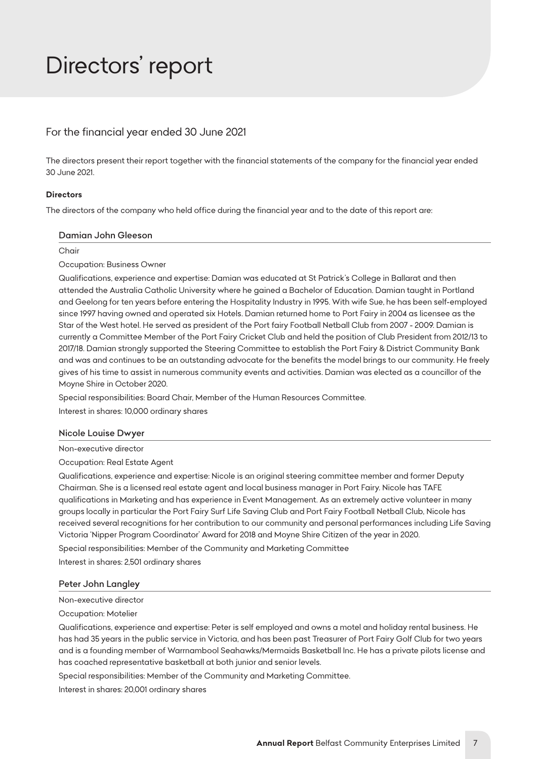# Directors' report

## For the financial year ended 30 June 2021

The directors present their report together with the financial statements of the company for the financial year ended 30 June 2021.

**Directors**

The directors of the company who held office during the financial year and to the date of this report are:

### Damian John Gleeson

Chair

Occupation: Business Owner

Qualifications, experience and expertise: Damian was educated at St Patrick's College in Ballarat and then attended the Australia Catholic University where he gained a Bachelor of Education. Damian taught in Portland and Geelong for ten years before entering the Hospitality Industry in 1995. With wife Sue, he has been self-employed since 1997 having owned and operated six Hotels. Damian returned home to Port Fairy in 2004 as licensee as the Star of the West hotel. He served as president of the Port fairy Football Netball Club from 2007 - 2009. Damian is currently a Committee Member of the Port Fairy Cricket Club and held the position of Club President from 2012/13 to 2017/18. Damian strongly supported the Steering Committee to establish the Port Fairy & District Community Bank and was and continues to be an outstanding advocate for the benefits the model brings to our community. He freely gives of his time to assist in numerous community events and activities. Damian was elected as a councillor of the Moyne Shire in October 2020.

Special responsibilities: Board Chair, Member of the Human Resources Committee.

Interest in shares: 10,000 ordinary shares

### Nicole Louise Dwyer

Non-executive director

Occupation: Real Estate Agent

Qualifications, experience and expertise: Nicole is an original steering committee member and former Deputy Chairman. She is a licensed real estate agent and local business manager in Port Fairy. Nicole has TAFE qualifications in Marketing and has experience in Event Management. As an extremely active volunteer in many groups locally in particular the Port Fairy Surf Life Saving Club and Port Fairy Football Netball Club, Nicole has received several recognitions for her contribution to our community and personal performances including Life Saving Victoria 'Nipper Program Coordinator' Award for 2018 and Moyne Shire Citizen of the year in 2020.

Special responsibilities: Member of the Community and Marketing Committee

Interest in shares: 2,501 ordinary shares

### Peter John Langley

Non-executive director

Occupation: Motelier

Qualifications, experience and expertise: Peter is self employed and owns a motel and holiday rental business. He has had 35 years in the public service in Victoria, and has been past Treasurer of Port Fairy Golf Club for two years and is a founding member of Warrnambool Seahawks/Mermaids Basketball Inc. He has a private pilots license and has coached representative basketball at both junior and senior levels.

Special responsibilities: Member of the Community and Marketing Committee.

Interest in shares: 20,001 ordinary shares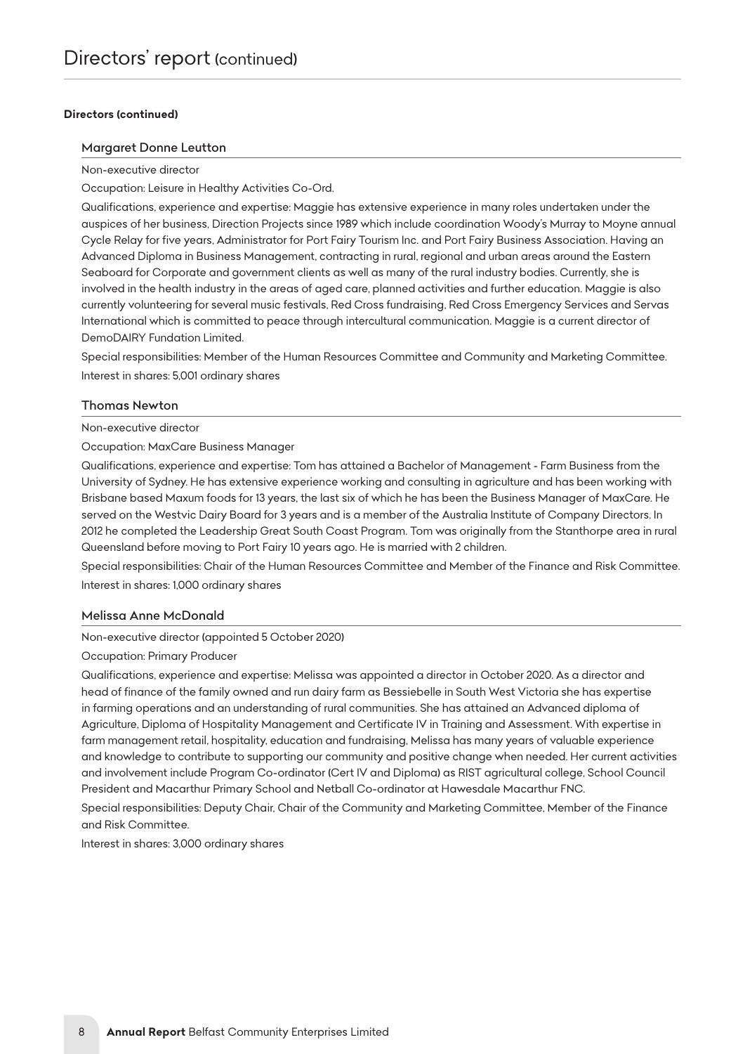# Directors' report (continued)

**Directors (continued)**

### Margaret Donne Leutton

Non-executive director

Occupation: Leisure in Healthy Activities Co-Ord.

Qualifications, experience and expertise: Maggie has extensive experience in many roles undertaken under the auspices of her business, Direction Projects since 1989 which include coordination Woody's Murray to Moyne annual Cycle Relay for five years, Administrator for Port Fairy Tourism Inc. and Port Fairy Business Association. Having an Advanced Diploma in Business Management, contracting in rural, regional and urban areas around the Eastern Seaboard for Corporate and government clients as well as many of the rural industry bodies. Currently, she is involved in the health industry in the areas of aged care, planned activities and further education. Maggie is also currently volunteering for several music festivals, Red Cross fundraising, Red Cross Emergency Services and Servas International which is committed to peace through intercultural communication. Maggie is a current director of DemoDAIRY Fundation Limited.

Special responsibilities: Member of the Human Resources Committee and Community and Marketing Committee.

Interest in shares: 5,001 ordinary shares

### Thomas Newton

Non-executive director

Occupation: MaxCare Business Manager

Qualifications, experience and expertise: Tom has attained a Bachelor of Management - Farm Business from the University of Sydney. He has extensive experience working and consulting in agriculture and has been working with Brisbane based Maxum foods for 13 years, the last six of which he has been the Business Manager of MaxCare. He served on the Westvic Dairy Board for 3 years and is a member of the Australia Institute of Company Directors. In 2012 he completed the Leadership Great South Coast Program. Tom was originally from the Stanthorpe area in rural Queensland before moving to Port Fairy 10 years ago. He is married with 2 children.

Special responsibilities: Chair of the Human Resources Committee and Member of the Finance and Risk Committee.

Interest in shares: 1,000 ordinary shares

### Melissa Anne McDonald

Non-executive director (appointed 5 October 2020)

Occupation: Primary Producer

Qualifications, experience and expertise: Melissa was appointed a director in October 2020. As a director and head of finance of the family owned and run dairy farm as Bessiebelle in South West Victoria she has expertise in farming operations and an understanding of rural communities. She has attained an Advanced diploma of Agriculture, Diploma of Hospitality Management and Certificate IV in Training and Assessment. With expertise in farm management retail, hospitality, education and fundraising, Melissa has many years of valuable experience and knowledge to contribute to supporting our community and positive change when needed. Her current activities and involvement include Program Co-ordinator (Cert IV and Diploma) as RIST agricultural college, School Council President and Macarthur Primary School and Netball Co-ordinator at Hawesdale Macarthur FNC.

Special responsibilities: Deputy Chair, Chair of the Community and Marketing Committee, Member of the Finance and Risk Committee.

Interest in shares: 3,000 ordinary shares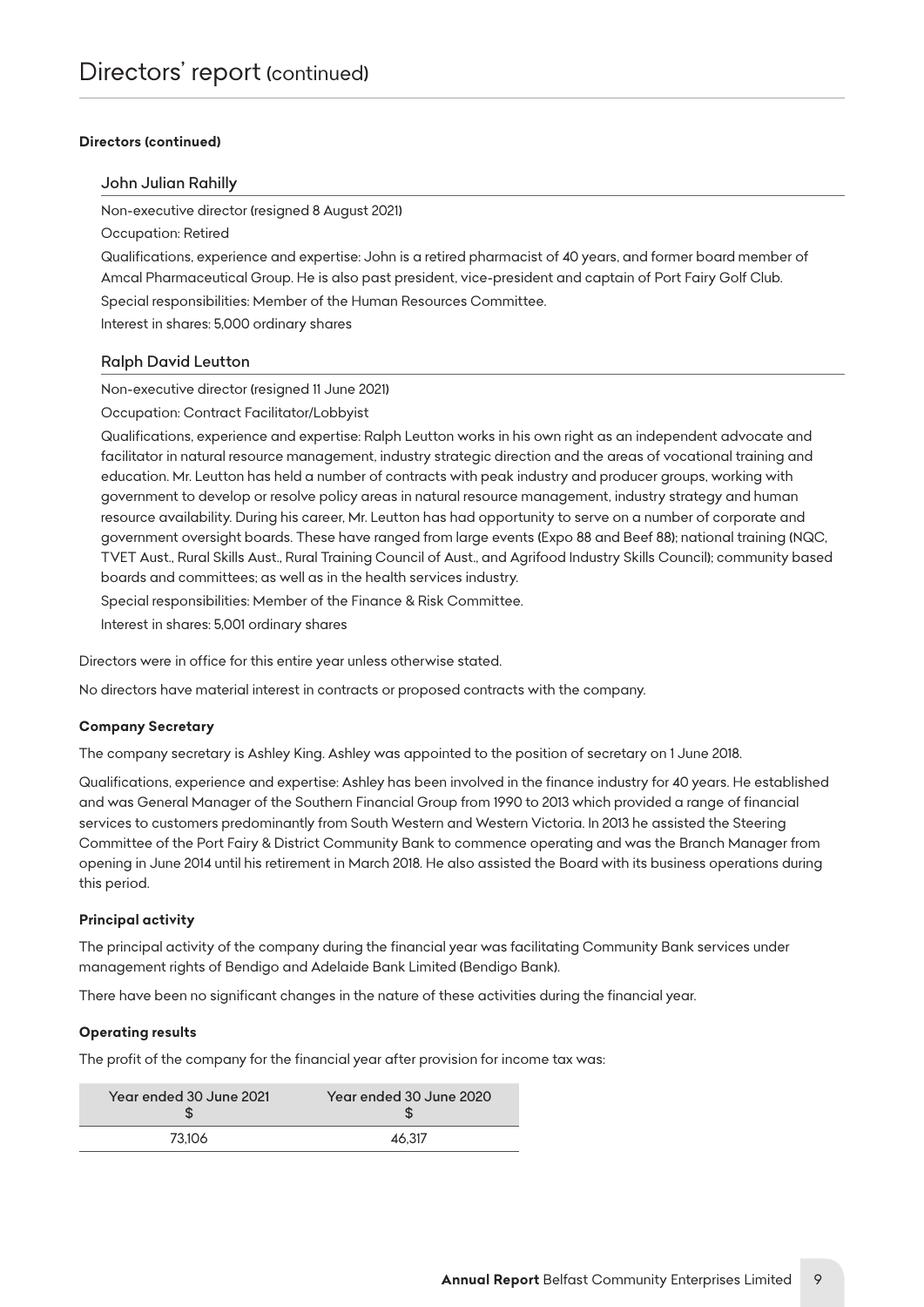# Directors' report (continued)

**Directors (continued)**

### John Julian Rahilly

Non-executive director (resigned 8 August 2021)

Occupation: Retired

Qualifications, experience and expertise: John is a retired pharmacist of 40 years, and former board member of Amcal Pharmaceutical Group. He is also past president, vice-president and captain of Port Fairy Golf Club.

Special responsibilities: Member of the Human Resources Committee.

Interest in shares: 5,000 ordinary shares

### Ralph David Leutton

Non-executive director (resigned 11 June 2021)

Occupation: Contract Facilitator/Lobbyist

Qualifications, experience and expertise: Ralph Leutton works in his own right as an independent advocate and facilitator in natural resource management, industry strategic direction and the areas of vocational training and education. Mr. Leutton has held a number of contracts with peak industry and producer groups, working with government to develop or resolve policy areas in natural resource management, industry strategy and human resource availability. During his career, Mr. Leutton has had opportunity to serve on a number of corporate and government oversight boards. These have ranged from large events (Expo 88 and Beef 88); national training (NQC, TVET Aust., Rural Skills Aust., Rural Training Council of Aust., and Agrifood Industry Skills Council); community based boards and committees; as well as in the health services industry.

Special responsibilities: Member of the Finance & Risk Committee.

Interest in shares: 5,001 ordinary shares

Directors were in office for this entire year unless otherwise stated.

No directors have material interest in contracts or proposed contracts with the company.

**Company Secretary**

The company secretary is Ashley King. Ashley was appointed to the position of secretary on 1 June 2018.

Qualifications, experience and expertise: Ashley has been involved in the finance industry for 40 years. He established and was General Manager of the Southern Financial Group from 1990 to 2013 which provided a range of financial services to customers predominantly from South Western and Western Victoria. In 2013 he assisted the Steering Committee of the Port Fairy & District Community Bank to commence operating and was the Branch Manager from opening in June 2014 until his retirement in March 2018. He also assisted the Board with its business operations during this period.

**Principal activity**

The principal activity of the company during the financial year was facilitating Community Bank services under management rights of Bendigo and Adelaide Bank Limited (Bendigo Bank).

There have been no significant changes in the nature of these activities during the financial year.

**Operating results**

The profit of the company for the financial year after provision for income tax was:

| Year ended 30 June 2021<br>$ | Year ended 30 June 2020<br>$ |
|---|---|
| 73,106 | 46,317 |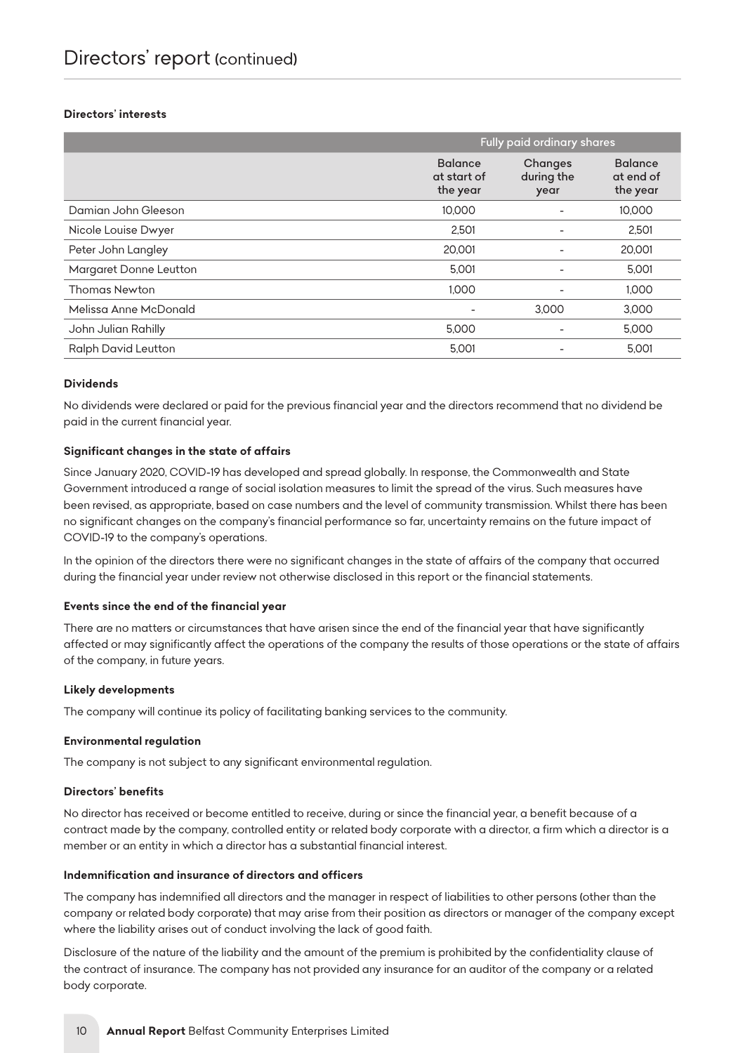# Directors' report (continued)

**Directors' interests**

| | Fully paid ordinary shares | | |
|---|---|---|---|
| | Balance at start of the year | Changes during the year | Balance at end of the year |
| Damian John Gleeson | 10,000 | - | 10,000 |
| Nicole Louise Dwyer | 2,501 | - | 2,501 |
| Peter John Langley | 20,001 | - | 20,001 |
| Margaret Donne Leutton | 5,001 | - | 5,001 |
| Thomas Newton | 1,000 | - | 1,000 |
| Melissa Anne McDonald | - | 3,000 | 3,000 |
| John Julian Rahilly | 5,000 | - | 5,000 |
| Ralph David Leutton | 5,001 | - | 5,001 |

**Dividends**

No dividends were declared or paid for the previous financial year and the directors recommend that no dividend be paid in the current financial year.

**Significant changes in the state of affairs**

Since January 2020, COVID-19 has developed and spread globally. In response, the Commonwealth and State Government introduced a range of social isolation measures to limit the spread of the virus. Such measures have been revised, as appropriate, based on case numbers and the level of community transmission. Whilst there has been no significant changes on the company's financial performance so far, uncertainty remains on the future impact of COVID-19 to the company's operations.

In the opinion of the directors there were no significant changes in the state of affairs of the company that occurred during the financial year under review not otherwise disclosed in this report or the financial statements.

**Events since the end of the financial year**

There are no matters or circumstances that have arisen since the end of the financial year that have significantly affected or may significantly affect the operations of the company the results of those operations or the state of affairs of the company, in future years.

**Likely developments**

The company will continue its policy of facilitating banking services to the community.

**Environmental regulation**

The company is not subject to any significant environmental regulation.

**Directors' benefits**

No director has received or become entitled to receive, during or since the financial year, a benefit because of a contract made by the company, controlled entity or related body corporate with a director, a firm which a director is a member or an entity in which a director has a substantial financial interest.

**Indemnification and insurance of directors and officers**

The company has indemnified all directors and the manager in respect of liabilities to other persons (other than the company or related body corporate) that may arise from their position as directors or manager of the company except where the liability arises out of conduct involving the lack of good faith.

Disclosure of the nature of the liability and the amount of the premium is prohibited by the confidentiality clause of the contract of insurance. The company has not provided any insurance for an auditor of the company or a related body corporate.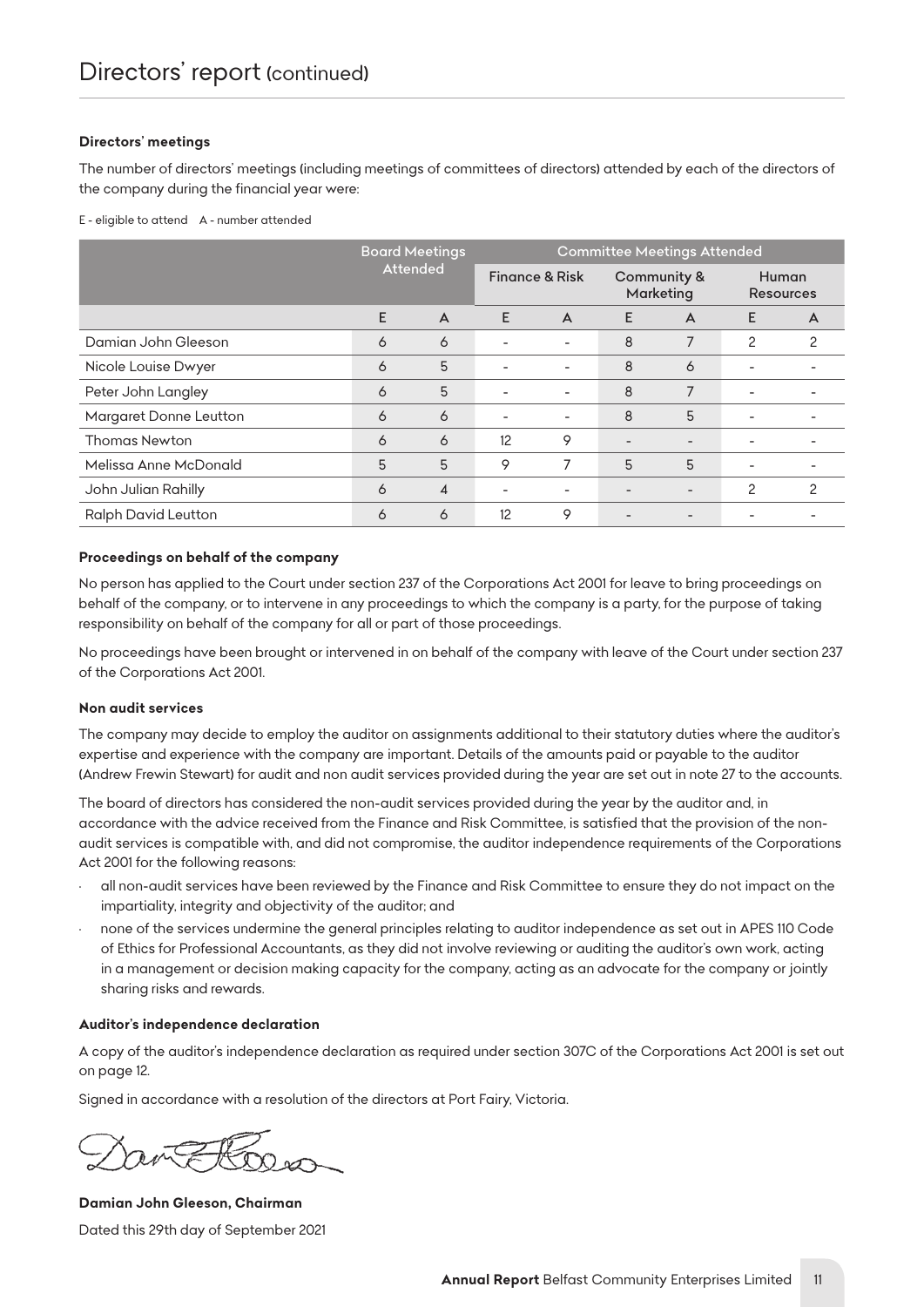# Directors' report (continued)

### Directors' meetings

The number of directors' meetings (including meetings of committees of directors) attended by each of the directors of the company during the financial year were:

E - eligible to attend A - number attended

| | Board Meetings Attended | | Committee Meetings Attended | | | | | |
|---|---|---|---|---|---|---|---|---|
| | | | Finance & Risk | | Community & Marketing | | Human Resources | |
| | E | A | E | A | E | A | E | A |
| Damian John Gleeson | 6 | 6 | - | - | 8 | 7 | 2 | 2 |
| Nicole Louise Dwyer | 6 | 5 | - | - | 8 | 6 | - | - |
| Peter John Langley | 6 | 5 | - | - | 8 | 7 | - | - |
| Margaret Donne Leutton | 6 | 6 | - | - | 8 | 5 | - | - |
| Thomas Newton | 6 | 6 | 12 | 9 | - | - | - | - |
| Melissa Anne McDonald | 5 | 5 | 9 | 7 | 5 | 5 | - | - |
| John Julian Rahilly | 6 | 4 | - | - | - | - | 2 | 2 |
| Ralph David Leutton | 6 | 6 | 12 | 9 | - | - | - | - |

### Proceedings on behalf of the company

No person has applied to the Court under section 237 of the Corporations Act 2001 for leave to bring proceedings on behalf of the company, or to intervene in any proceedings to which the company is a party, for the purpose of taking responsibility on behalf of the company for all or part of those proceedings.

No proceedings have been brought or intervened in on behalf of the company with leave of the Court under section 237 of the Corporations Act 2001.

### Non audit services

The company may decide to employ the auditor on assignments additional to their statutory duties where the auditor's expertise and experience with the company are important. Details of the amounts paid or payable to the auditor (Andrew Frewin Stewart) for audit and non audit services provided during the year are set out in note 27 to the accounts.

The board of directors has considered the non-audit services provided during the year by the auditor and, in accordance with the advice received from the Finance and Risk Committee, is satisfied that the provision of the non-audit services is compatible with, and did not compromise, the auditor independence requirements of the Corporations Act 2001 for the following reasons:

- all non-audit services have been reviewed by the Finance and Risk Committee to ensure they do not impact on the impartiality, integrity and objectivity of the auditor; and
- none of the services undermine the general principles relating to auditor independence as set out in APES 110 Code of Ethics for Professional Accountants, as they did not involve reviewing or auditing the auditor's own work, acting in a management or decision making capacity for the company, acting as an advocate for the company or jointly sharing risks and rewards.

### Auditor's independence declaration

A copy of the auditor's independence declaration as required under section 307C of the Corporations Act 2001 is set out on page 12.

Signed in accordance with a resolution of the directors at Port Fairy, Victoria.

**Damian John Gleeson, Chairman**

Dated this 29th day of September 2021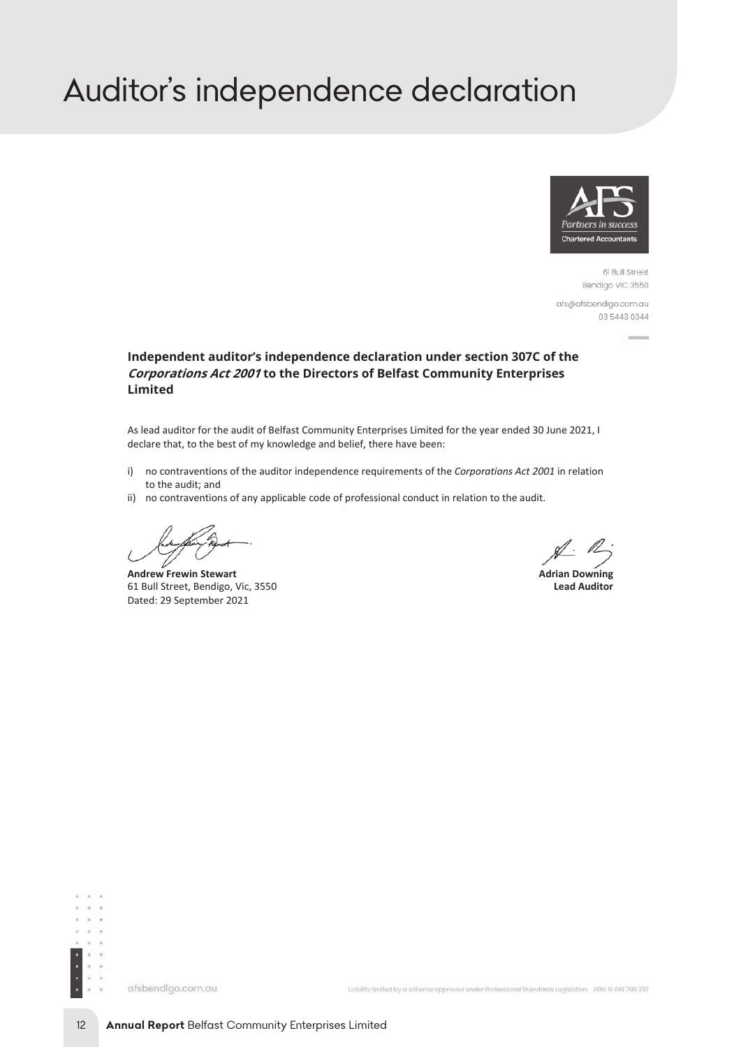# Auditor's independence declaration

61 Bull Street
Bendigo VIC 3550

afs@afsbendigo.com.au
03 5443 0344

**Independent auditor's independence declaration under section 307C of the *Corporations Act 2001* to the Directors of Belfast Community Enterprises Limited**

As lead auditor for the audit of Belfast Community Enterprises Limited for the year ended 30 June 2021, I declare that, to the best of my knowledge and belief, there have been:

i) no contraventions of the auditor independence requirements of the *Corporations Act 2001* in relation to the audit; and
ii) no contraventions of any applicable code of professional conduct in relation to the audit.

**Andrew Frewin Stewart**
61 Bull Street, Bendigo, Vic, 3550
Dated: 29 September 2021

**Adrian Downing**
**Lead Auditor**

afsbendigo.com.au

Liability limited by a scheme approved under Professional Standards Legislation. ABN: 51 061 795 337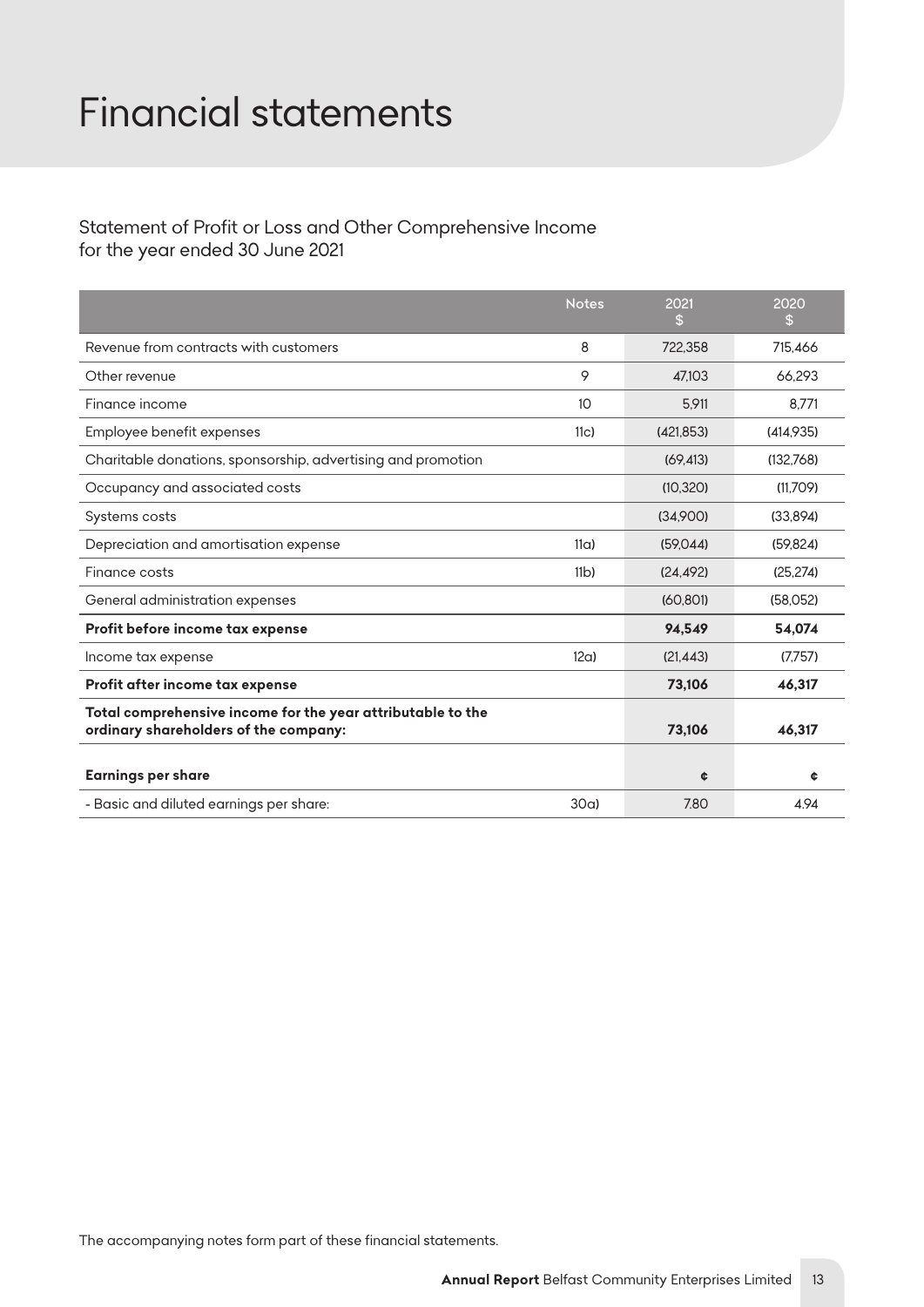# Financial statements

## Statement of Profit or Loss and Other Comprehensive Income for the year ended 30 June 2021

| | Notes | 2021 $ | 2020 $ |
|---|---|---|---|
| Revenue from contracts with customers | 8 | 722,358 | 715,466 |
| Other revenue | 9 | 47,103 | 66,293 |
| Finance income | 10 | 5,911 | 8,771 |
| Employee benefit expenses | 11c) | (421,853) | (414,935) |
| Charitable donations, sponsorship, advertising and promotion | | (69,413) | (132,768) |
| Occupancy and associated costs | | (10,320) | (11,709) |
| Systems costs | | (34,900) | (33,894) |
| Depreciation and amortisation expense | 11a) | (59,044) | (59,824) |
| Finance costs | 11b) | (24,492) | (25,274) |
| General administration expenses | | (60,801) | (58,052) |
| **Profit before income tax expense** | | **94,549** | **54,074** |
| Income tax expense | 12a) | (21,443) | (7,757) |
| **Profit after income tax expense** | | **73,106** | **46,317** |
| **Total comprehensive income for the year attributable to the ordinary shareholders of the company:** | | **73,106** | **46,317** |
| **Earnings per share** | | **¢** | **¢** |
| - Basic and diluted earnings per share: | 30a) | 7.80 | 4.94 |

The accompanying notes form part of these financial statements.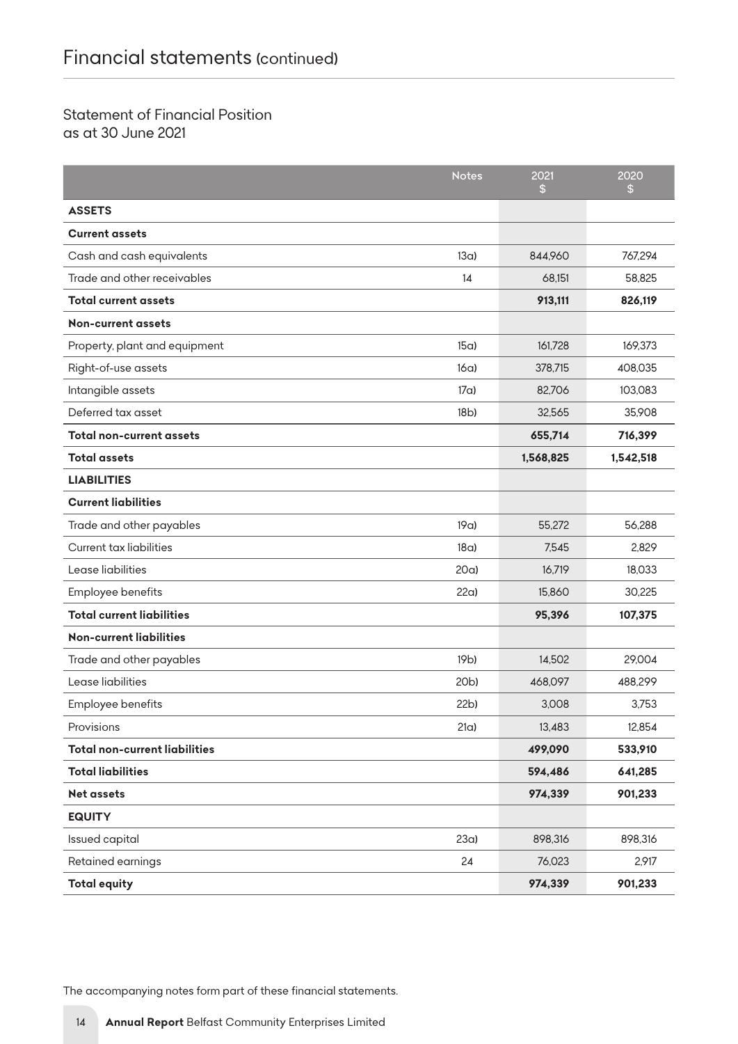# Financial statements (continued)

## Statement of Financial Position
as at 30 June 2021

| | Notes | 2021 $ | 2020 $ |
|---|---|---|---|
| **ASSETS** | | | |
| **Current assets** | | | |
| Cash and cash equivalents | 13a) | 844,960 | 767,294 |
| Trade and other receivables | 14 | 68,151 | 58,825 |
| **Total current assets** | | **913,111** | **826,119** |
| **Non-current assets** | | | |
| Property, plant and equipment | 15a) | 161,728 | 169,373 |
| Right-of-use assets | 16a) | 378,715 | 408,035 |
| Intangible assets | 17a) | 82,706 | 103,083 |
| Deferred tax asset | 18b) | 32,565 | 35,908 |
| **Total non-current assets** | | **655,714** | **716,399** |
| **Total assets** | | **1,568,825** | **1,542,518** |
| **LIABILITIES** | | | |
| **Current liabilities** | | | |
| Trade and other payables | 19a) | 55,272 | 56,288 |
| Current tax liabilities | 18a) | 7,545 | 2,829 |
| Lease liabilities | 20a) | 16,719 | 18,033 |
| Employee benefits | 22a) | 15,860 | 30,225 |
| **Total current liabilities** | | **95,396** | **107,375** |
| **Non-current liabilities** | | | |
| Trade and other payables | 19b) | 14,502 | 29,004 |
| Lease liabilities | 20b) | 468,097 | 488,299 |
| Employee benefits | 22b) | 3,008 | 3,753 |
| Provisions | 21a) | 13,483 | 12,854 |
| **Total non-current liabilities** | | **499,090** | **533,910** |
| **Total liabilities** | | **594,486** | **641,285** |
| **Net assets** | | **974,339** | **901,233** |
| **EQUITY** | | | |
| Issued capital | 23a) | 898,316 | 898,316 |
| Retained earnings | 24 | 76,023 | 2,917 |
| **Total equity** | | **974,339** | **901,233** |

The accompanying notes form part of these financial statements.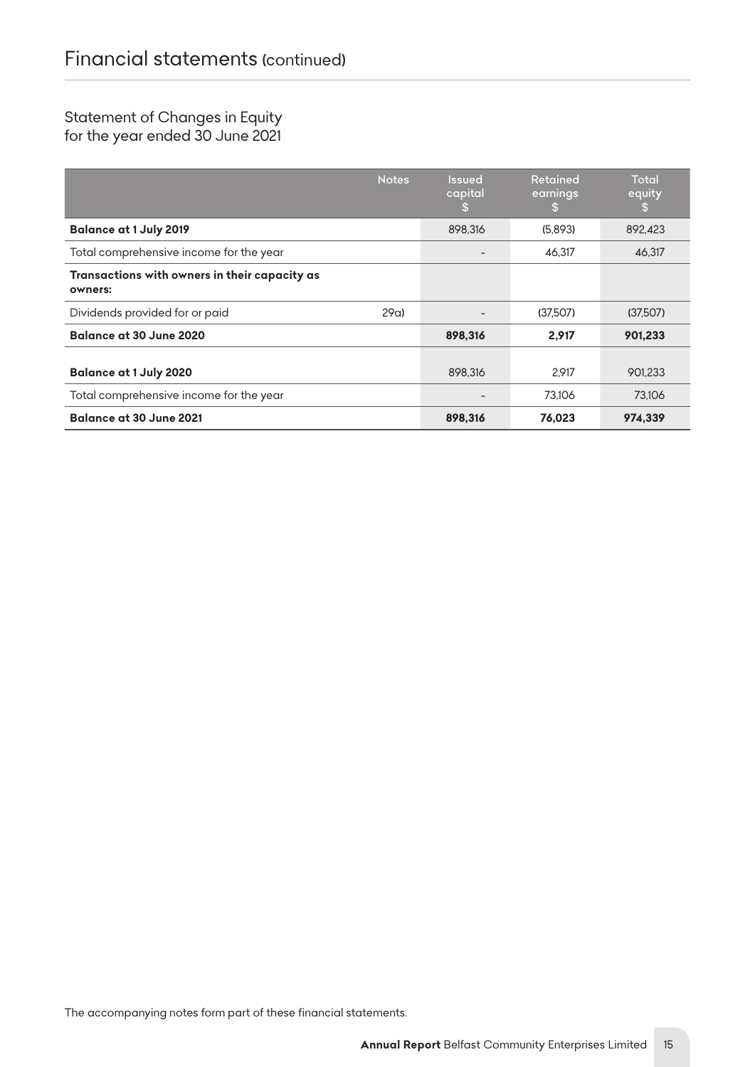# Financial statements (continued)

## Statement of Changes in Equity
for the year ended 30 June 2021

| | Notes | Issued capital $ | Retained earnings $ | Total equity $ |
|---|---|---|---|---|
| **Balance at 1 July 2019** | | 898,316 | (5,893) | 892,423 |
| Total comprehensive income for the year | | - | 46,317 | 46,317 |
| **Transactions with owners in their capacity as owners:** | | | | |
| Dividends provided for or paid | 29a) | - | (37,507) | (37,507) |
| **Balance at 30 June 2020** | | **898,316** | **2,917** | **901,233** |
| | | | | |
| **Balance at 1 July 2020** | | 898,316 | 2,917 | 901,233 |
| Total comprehensive income for the year | | - | 73,106 | 73,106 |
| **Balance at 30 June 2021** | | **898,316** | **76,023** | **974,339** |

The accompanying notes form part of these financial statements.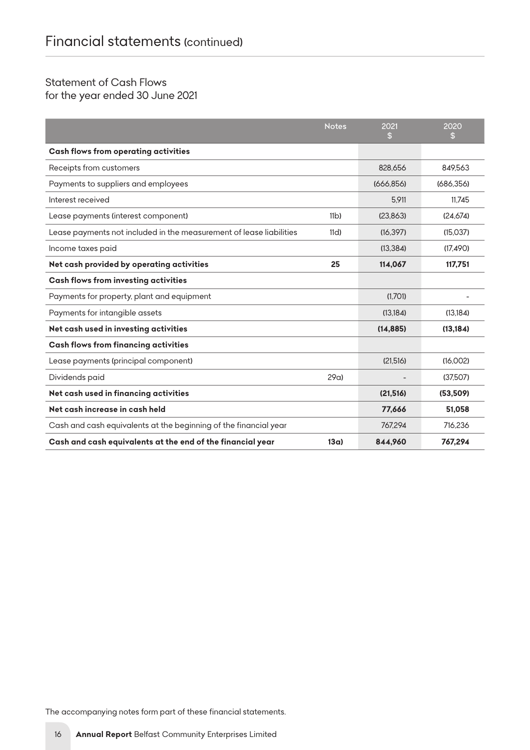# Financial statements (continued)

## Statement of Cash Flows
for the year ended 30 June 2021

| | Notes | 2021 $ | 2020 $ |
|---|---|---|---|
| **Cash flows from operating activities** | | | |
| Receipts from customers | | 828,656 | 849,563 |
| Payments to suppliers and employees | | (666,856) | (686,356) |
| Interest received | | 5,911 | 11,745 |
| Lease payments (interest component) | 11b) | (23,863) | (24,674) |
| Lease payments not included in the measurement of lease liabilities | 11d) | (16,397) | (15,037) |
| Income taxes paid | | (13,384) | (17,490) |
| **Net cash provided by operating activities** | **25** | **114,067** | **117,751** |
| **Cash flows from investing activities** | | | |
| Payments for property, plant and equipment | | (1,701) | - |
| Payments for intangible assets | | (13,184) | (13,184) |
| **Net cash used in investing activities** | | **(14,885)** | **(13,184)** |
| **Cash flows from financing activities** | | | |
| Lease payments (principal component) | | (21,516) | (16,002) |
| Dividends paid | 29a) | - | (37,507) |
| **Net cash used in financing activities** | | **(21,516)** | **(53,509)** |
| **Net cash increase in cash held** | | **77,666** | **51,058** |
| Cash and cash equivalents at the beginning of the financial year | | 767,294 | 716,236 |
| **Cash and cash equivalents at the end of the financial year** | **13a)** | **844,960** | **767,294** |

The accompanying notes form part of these financial statements.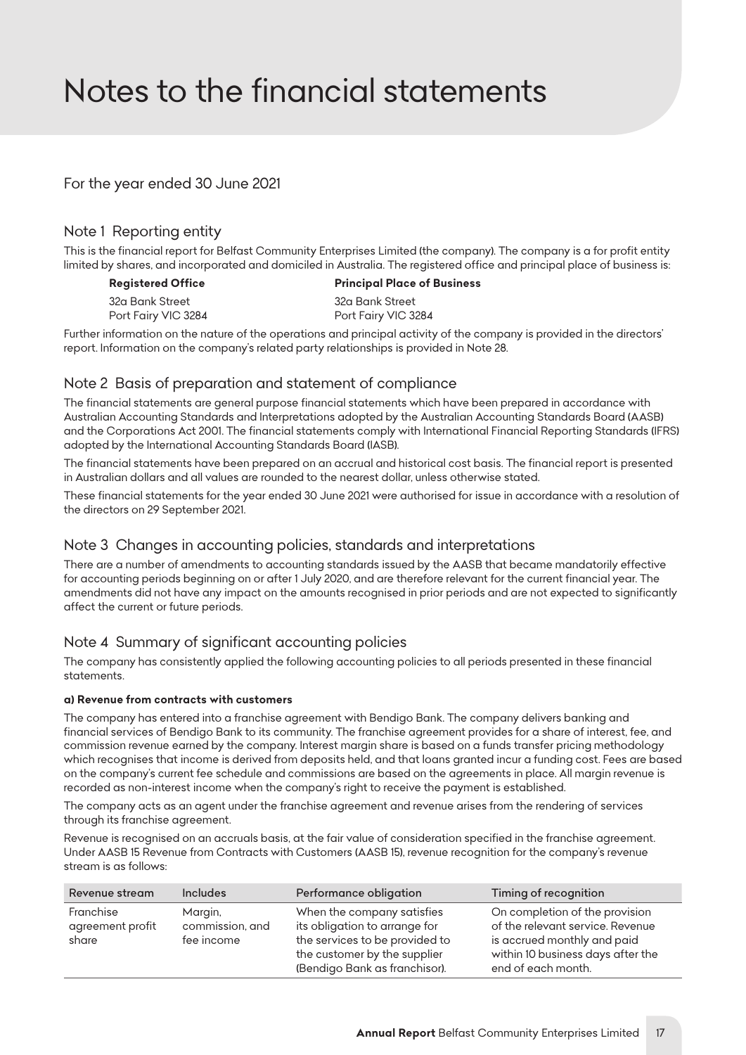# Notes to the financial statements

For the year ended 30 June 2021

## Note 1 Reporting entity

This is the financial report for Belfast Community Enterprises Limited (the company). The company is a for profit entity limited by shares, and incorporated and domiciled in Australia. The registered office and principal place of business is:

| **Registered Office** | **Principal Place of Business** |
|---|---|
| 32a Bank Street | 32a Bank Street |
| Port Fairy VIC 3284 | Port Fairy VIC 3284 |

Further information on the nature of the operations and principal activity of the company is provided in the directors' report. Information on the company's related party relationships is provided in Note 28.

## Note 2 Basis of preparation and statement of compliance

The financial statements are general purpose financial statements which have been prepared in accordance with Australian Accounting Standards and Interpretations adopted by the Australian Accounting Standards Board (AASB) and the Corporations Act 2001. The financial statements comply with International Financial Reporting Standards (IFRS) adopted by the International Accounting Standards Board (IASB).

The financial statements have been prepared on an accrual and historical cost basis. The financial report is presented in Australian dollars and all values are rounded to the nearest dollar, unless otherwise stated.

These financial statements for the year ended 30 June 2021 were authorised for issue in accordance with a resolution of the directors on 29 September 2021.

## Note 3 Changes in accounting policies, standards and interpretations

There are a number of amendments to accounting standards issued by the AASB that became mandatorily effective for accounting periods beginning on or after 1 July 2020, and are therefore relevant for the current financial year. The amendments did not have any impact on the amounts recognised in prior periods and are not expected to significantly affect the current or future periods.

## Note 4 Summary of significant accounting policies

The company has consistently applied the following accounting policies to all periods presented in these financial statements.

**a) Revenue from contracts with customers**

The company has entered into a franchise agreement with Bendigo Bank. The company delivers banking and financial services of Bendigo Bank to its community. The franchise agreement provides for a share of interest, fee, and commission revenue earned by the company. Interest margin share is based on a funds transfer pricing methodology which recognises that income is derived from deposits held, and that loans granted incur a funding cost. Fees are based on the company's current fee schedule and commissions are based on the agreements in place. All margin revenue is recorded as non-interest income when the company's right to receive the payment is established.

The company acts as an agent under the franchise agreement and revenue arises from the rendering of services through its franchise agreement.

Revenue is recognised on an accruals basis, at the fair value of consideration specified in the franchise agreement. Under AASB 15 Revenue from Contracts with Customers (AASB 15), revenue recognition for the company's revenue stream is as follows:

| Revenue stream | Includes | Performance obligation | Timing of recognition |
|---|---|---|---|
| Franchise agreement profit share | Margin, commission, and fee income | When the company satisfies its obligation to arrange for the services to be provided to the customer by the supplier (Bendigo Bank as franchisor). | On completion of the provision of the relevant service. Revenue is accrued monthly and paid within 10 business days after the end of each month. |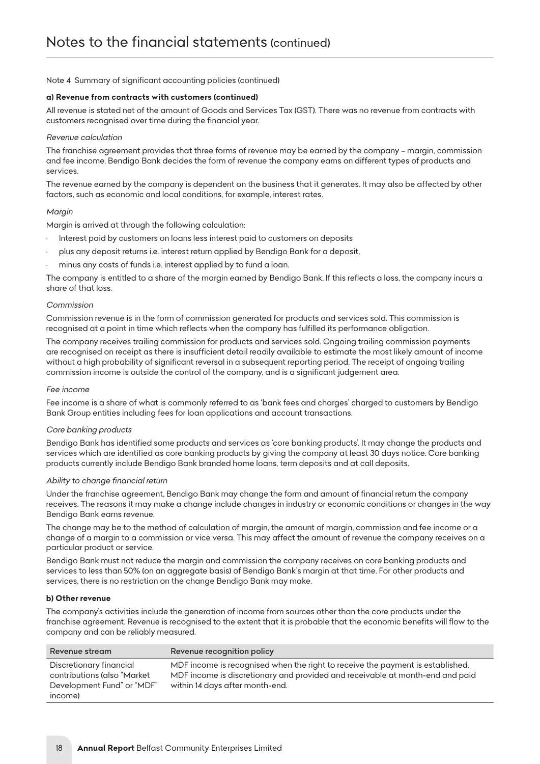# Notes to the financial statements (continued)

Note 4 Summary of significant accounting policies (continued)

**a) Revenue from contracts with customers (continued)**

All revenue is stated net of the amount of Goods and Services Tax (GST). There was no revenue from contracts with customers recognised over time during the financial year.

*Revenue calculation*

The franchise agreement provides that three forms of revenue may be earned by the company – margin, commission and fee income. Bendigo Bank decides the form of revenue the company earns on different types of products and services.

The revenue earned by the company is dependent on the business that it generates. It may also be affected by other factors, such as economic and local conditions, for example, interest rates.

*Margin*

Margin is arrived at through the following calculation:

- Interest paid by customers on loans less interest paid to customers on deposits
- plus any deposit returns i.e. interest return applied by Bendigo Bank for a deposit,
- minus any costs of funds i.e. interest applied by to fund a loan.

The company is entitled to a share of the margin earned by Bendigo Bank. If this reflects a loss, the company incurs a share of that loss.

*Commission*

Commission revenue is in the form of commission generated for products and services sold. This commission is recognised at a point in time which reflects when the company has fulfilled its performance obligation.

The company receives trailing commission for products and services sold. Ongoing trailing commission payments are recognised on receipt as there is insufficient detail readily available to estimate the most likely amount of income without a high probability of significant reversal in a subsequent reporting period. The receipt of ongoing trailing commission income is outside the control of the company, and is a significant judgement area.

*Fee income*

Fee income is a share of what is commonly referred to as 'bank fees and charges' charged to customers by Bendigo Bank Group entities including fees for loan applications and account transactions.

*Core banking products*

Bendigo Bank has identified some products and services as 'core banking products'. It may change the products and services which are identified as core banking products by giving the company at least 30 days notice. Core banking products currently include Bendigo Bank branded home loans, term deposits and at call deposits.

*Ability to change financial return*

Under the franchise agreement, Bendigo Bank may change the form and amount of financial return the company receives. The reasons it may make a change include changes in industry or economic conditions or changes in the way Bendigo Bank earns revenue.

The change may be to the method of calculation of margin, the amount of margin, commission and fee income or a change of a margin to a commission or vice versa. This may affect the amount of revenue the company receives on a particular product or service.

Bendigo Bank must not reduce the margin and commission the company receives on core banking products and services to less than 50% (on an aggregate basis) of Bendigo Bank's margin at that time. For other products and services, there is no restriction on the change Bendigo Bank may make.

**b) Other revenue**

The company's activities include the generation of income from sources other than the core products under the franchise agreement. Revenue is recognised to the extent that it is probable that the economic benefits will flow to the company and can be reliably measured.

| Revenue stream | Revenue recognition policy |
|---|---|
| Discretionary financial contributions (also "Market Development Fund" or "MDF" income) | MDF income is recognised when the right to receive the payment is established. MDF income is discretionary and provided and receivable at month-end and paid within 14 days after month-end. |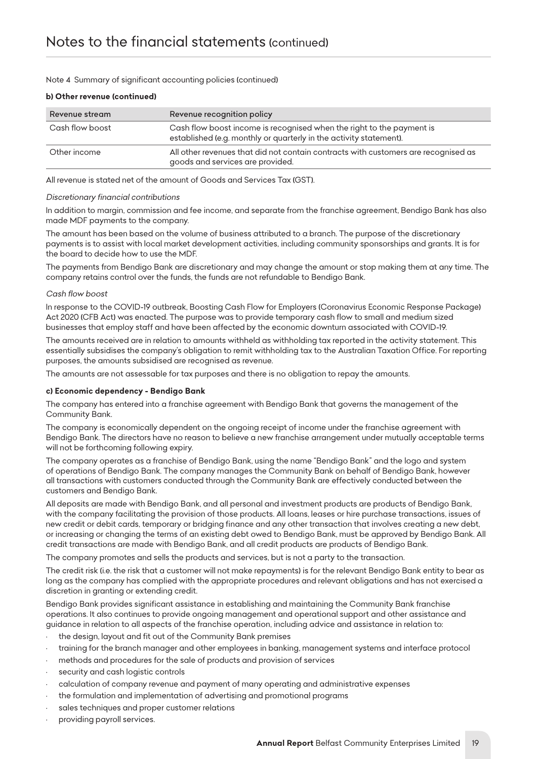# Notes to the financial statements (continued)

Note 4 Summary of significant accounting policies (continued)

**b) Other revenue (continued)**

| Revenue stream | Revenue recognition policy |
| --- | --- |
| Cash flow boost | Cash flow boost income is recognised when the right to the payment is established (e.g. monthly or quarterly in the activity statement). |
| Other income | All other revenues that did not contain contracts with customers are recognised as goods and services are provided. |

All revenue is stated net of the amount of Goods and Services Tax (GST).

*Discretionary financial contributions*

In addition to margin, commission and fee income, and separate from the franchise agreement, Bendigo Bank has also made MDF payments to the company.

The amount has been based on the volume of business attributed to a branch. The purpose of the discretionary payments is to assist with local market development activities, including community sponsorships and grants. It is for the board to decide how to use the MDF.

The payments from Bendigo Bank are discretionary and may change the amount or stop making them at any time. The company retains control over the funds, the funds are not refundable to Bendigo Bank.

*Cash flow boost*

In response to the COVID-19 outbreak, Boosting Cash Flow for Employers (Coronavirus Economic Response Package) Act 2020 (CFB Act) was enacted. The purpose was to provide temporary cash flow to small and medium sized businesses that employ staff and have been affected by the economic downturn associated with COVID-19.

The amounts received are in relation to amounts withheld as withholding tax reported in the activity statement. This essentially subsidises the company's obligation to remit withholding tax to the Australian Taxation Office. For reporting purposes, the amounts subsidised are recognised as revenue.

The amounts are not assessable for tax purposes and there is no obligation to repay the amounts.

**c) Economic dependency - Bendigo Bank**

The company has entered into a franchise agreement with Bendigo Bank that governs the management of the Community Bank.

The company is economically dependent on the ongoing receipt of income under the franchise agreement with Bendigo Bank. The directors have no reason to believe a new franchise arrangement under mutually acceptable terms will not be forthcoming following expiry.

The company operates as a franchise of Bendigo Bank, using the name "Bendigo Bank" and the logo and system of operations of Bendigo Bank. The company manages the Community Bank on behalf of Bendigo Bank, however all transactions with customers conducted through the Community Bank are effectively conducted between the customers and Bendigo Bank.

All deposits are made with Bendigo Bank, and all personal and investment products are products of Bendigo Bank, with the company facilitating the provision of those products. All loans, leases or hire purchase transactions, issues of new credit or debit cards, temporary or bridging finance and any other transaction that involves creating a new debt, or increasing or changing the terms of an existing debt owed to Bendigo Bank, must be approved by Bendigo Bank. All credit transactions are made with Bendigo Bank, and all credit products are products of Bendigo Bank.

The company promotes and sells the products and services, but is not a party to the transaction.

The credit risk (i.e. the risk that a customer will not make repayments) is for the relevant Bendigo Bank entity to bear as long as the company has complied with the appropriate procedures and relevant obligations and has not exercised a discretion in granting or extending credit.

Bendigo Bank provides significant assistance in establishing and maintaining the Community Bank franchise operations. It also continues to provide ongoing management and operational support and other assistance and guidance in relation to all aspects of the franchise operation, including advice and assistance in relation to:

- the design, layout and fit out of the Community Bank premises
- training for the branch manager and other employees in banking, management systems and interface protocol
- methods and procedures for the sale of products and provision of services
- security and cash logistic controls
- calculation of company revenue and payment of many operating and administrative expenses
- the formulation and implementation of advertising and promotional programs
- sales techniques and proper customer relations
- providing payroll services.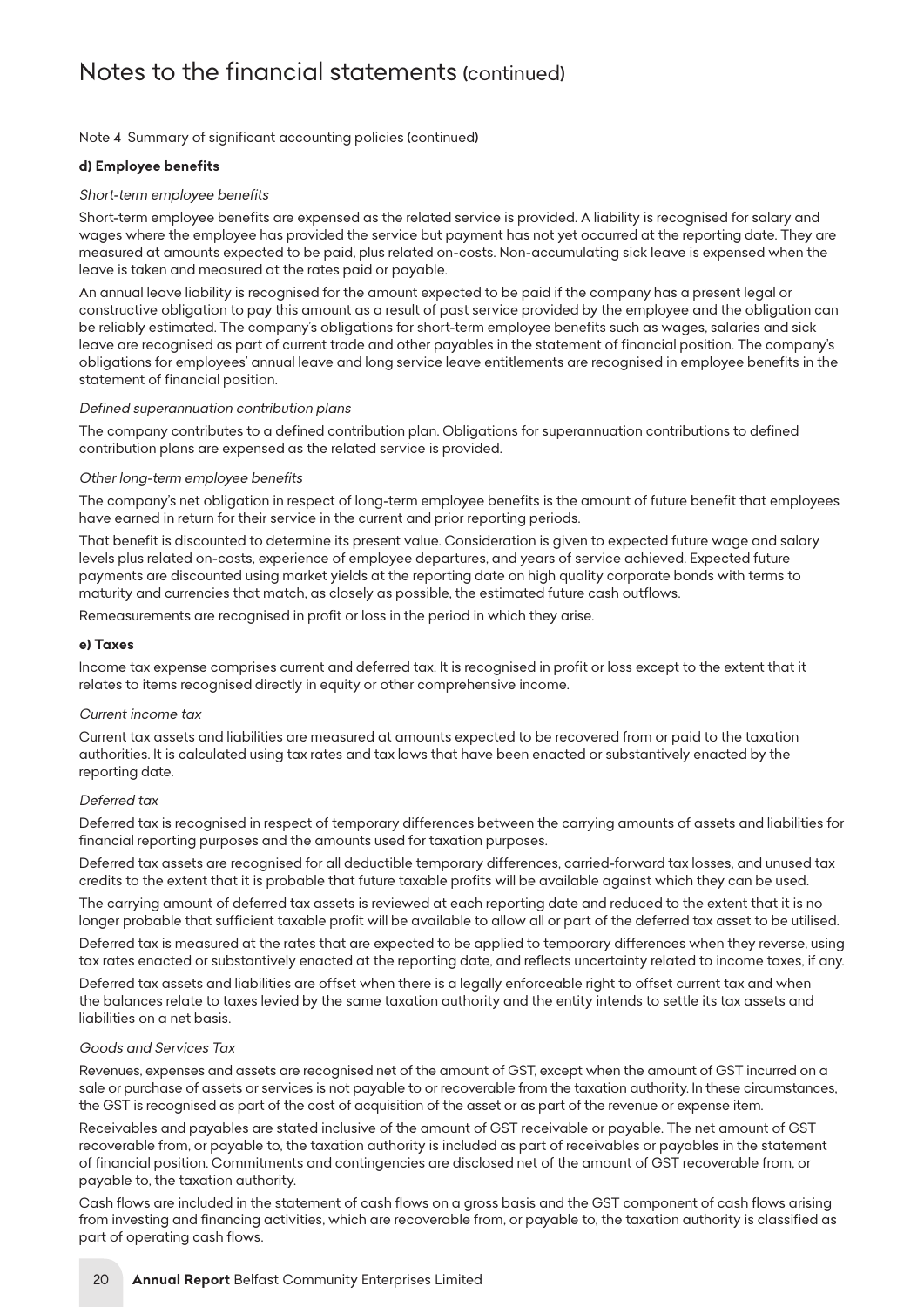# Notes to the financial statements (continued)

Note 4 Summary of significant accounting policies (continued)

**d) Employee benefits**

*Short-term employee benefits*

Short-term employee benefits are expensed as the related service is provided. A liability is recognised for salary and wages where the employee has provided the service but payment has not yet occurred at the reporting date. They are measured at amounts expected to be paid, plus related on-costs. Non-accumulating sick leave is expensed when the leave is taken and measured at the rates paid or payable.

An annual leave liability is recognised for the amount expected to be paid if the company has a present legal or constructive obligation to pay this amount as a result of past service provided by the employee and the obligation can be reliably estimated. The company's obligations for short-term employee benefits such as wages, salaries and sick leave are recognised as part of current trade and other payables in the statement of financial position. The company's obligations for employees' annual leave and long service leave entitlements are recognised in employee benefits in the statement of financial position.

*Defined superannuation contribution plans*

The company contributes to a defined contribution plan. Obligations for superannuation contributions to defined contribution plans are expensed as the related service is provided.

*Other long-term employee benefits*

The company's net obligation in respect of long-term employee benefits is the amount of future benefit that employees have earned in return for their service in the current and prior reporting periods.

That benefit is discounted to determine its present value. Consideration is given to expected future wage and salary levels plus related on-costs, experience of employee departures, and years of service achieved. Expected future payments are discounted using market yields at the reporting date on high quality corporate bonds with terms to maturity and currencies that match, as closely as possible, the estimated future cash outflows.

Remeasurements are recognised in profit or loss in the period in which they arise.

**e) Taxes**

Income tax expense comprises current and deferred tax. It is recognised in profit or loss except to the extent that it relates to items recognised directly in equity or other comprehensive income.

*Current income tax*

Current tax assets and liabilities are measured at amounts expected to be recovered from or paid to the taxation authorities. It is calculated using tax rates and tax laws that have been enacted or substantively enacted by the reporting date.

*Deferred tax*

Deferred tax is recognised in respect of temporary differences between the carrying amounts of assets and liabilities for financial reporting purposes and the amounts used for taxation purposes.

Deferred tax assets are recognised for all deductible temporary differences, carried-forward tax losses, and unused tax credits to the extent that it is probable that future taxable profits will be available against which they can be used.

The carrying amount of deferred tax assets is reviewed at each reporting date and reduced to the extent that it is no longer probable that sufficient taxable profit will be available to allow all or part of the deferred tax asset to be utilised.

Deferred tax is measured at the rates that are expected to be applied to temporary differences when they reverse, using tax rates enacted or substantively enacted at the reporting date, and reflects uncertainty related to income taxes, if any.

Deferred tax assets and liabilities are offset when there is a legally enforceable right to offset current tax and when the balances relate to taxes levied by the same taxation authority and the entity intends to settle its tax assets and liabilities on a net basis.

*Goods and Services Tax*

Revenues, expenses and assets are recognised net of the amount of GST, except when the amount of GST incurred on a sale or purchase of assets or services is not payable to or recoverable from the taxation authority. In these circumstances, the GST is recognised as part of the cost of acquisition of the asset or as part of the revenue or expense item.

Receivables and payables are stated inclusive of the amount of GST receivable or payable. The net amount of GST recoverable from, or payable to, the taxation authority is included as part of receivables or payables in the statement of financial position. Commitments and contingencies are disclosed net of the amount of GST recoverable from, or payable to, the taxation authority.

Cash flows are included in the statement of cash flows on a gross basis and the GST component of cash flows arising from investing and financing activities, which are recoverable from, or payable to, the taxation authority is classified as part of operating cash flows.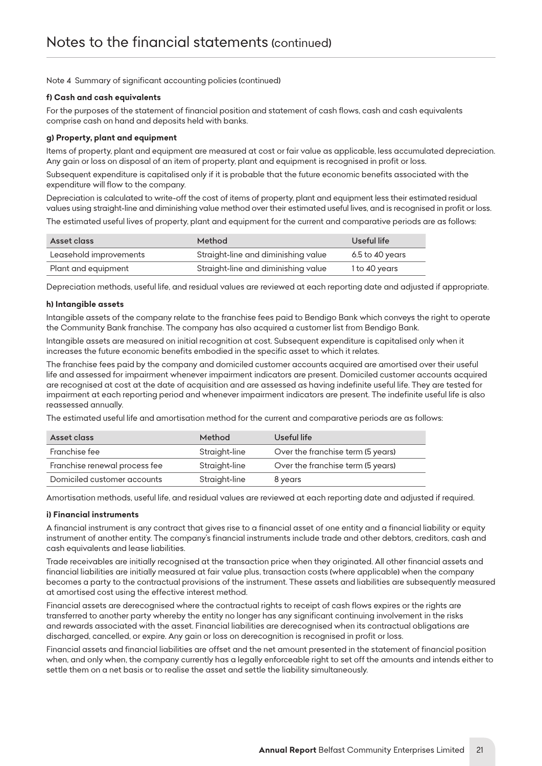# Notes to the financial statements (continued)

Note 4 Summary of significant accounting policies (continued)

**f) Cash and cash equivalents**

For the purposes of the statement of financial position and statement of cash flows, cash and cash equivalents comprise cash on hand and deposits held with banks.

**g) Property, plant and equipment**

Items of property, plant and equipment are measured at cost or fair value as applicable, less accumulated depreciation. Any gain or loss on disposal of an item of property, plant and equipment is recognised in profit or loss.

Subsequent expenditure is capitalised only if it is probable that the future economic benefits associated with the expenditure will flow to the company.

Depreciation is calculated to write-off the cost of items of property, plant and equipment less their estimated residual values using straight-line and diminishing value method over their estimated useful lives, and is recognised in profit or loss.

The estimated useful lives of property, plant and equipment for the current and comparative periods are as follows:

| Asset class | Method | Useful life |
|---|---|---|
| Leasehold improvements | Straight-line and diminishing value | 6.5 to 40 years |
| Plant and equipment | Straight-line and diminishing value | 1 to 40 years |

Depreciation methods, useful life, and residual values are reviewed at each reporting date and adjusted if appropriate.

**h) Intangible assets**

Intangible assets of the company relate to the franchise fees paid to Bendigo Bank which conveys the right to operate the Community Bank franchise. The company has also acquired a customer list from Bendigo Bank.

Intangible assets are measured on initial recognition at cost. Subsequent expenditure is capitalised only when it increases the future economic benefits embodied in the specific asset to which it relates.

The franchise fees paid by the company and domiciled customer accounts acquired are amortised over their useful life and assessed for impairment whenever impairment indicators are present. Domiciled customer accounts acquired are recognised at cost at the date of acquisition and are assessed as having indefinite useful life. They are tested for impairment at each reporting period and whenever impairment indicators are present. The indefinite useful life is also reassessed annually.

The estimated useful life and amortisation method for the current and comparative periods are as follows:

| Asset class | Method | Useful life |
|---|---|---|
| Franchise fee | Straight-line | Over the franchise term (5 years) |
| Franchise renewal process fee | Straight-line | Over the franchise term (5 years) |
| Domiciled customer accounts | Straight-line | 8 years |

Amortisation methods, useful life, and residual values are reviewed at each reporting date and adjusted if required.

**i) Financial instruments**

A financial instrument is any contract that gives rise to a financial asset of one entity and a financial liability or equity instrument of another entity. The company's financial instruments include trade and other debtors, creditors, cash and cash equivalents and lease liabilities.

Trade receivables are initially recognised at the transaction price when they originated. All other financial assets and financial liabilities are initially measured at fair value plus, transaction costs (where applicable) when the company becomes a party to the contractual provisions of the instrument. These assets and liabilities are subsequently measured at amortised cost using the effective interest method.

Financial assets are derecognised where the contractual rights to receipt of cash flows expires or the rights are transferred to another party whereby the entity no longer has any significant continuing involvement in the risks and rewards associated with the asset. Financial liabilities are derecognised when its contractual obligations are discharged, cancelled, or expire. Any gain or loss on derecognition is recognised in profit or loss.

Financial assets and financial liabilities are offset and the net amount presented in the statement of financial position when, and only when, the company currently has a legally enforceable right to set off the amounts and intends either to settle them on a net basis or to realise the asset and settle the liability simultaneously.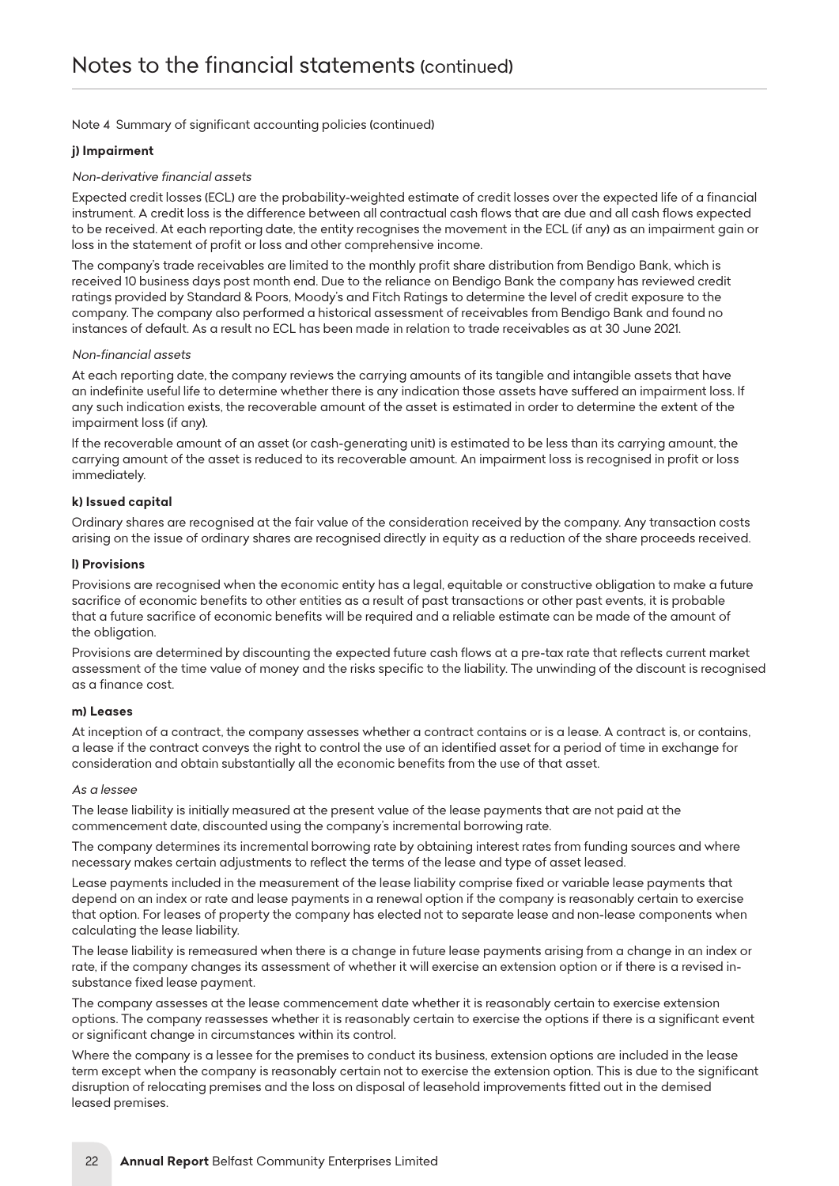# Notes to the financial statements (continued)

Note 4 Summary of significant accounting policies (continued)

### j) Impairment

*Non-derivative financial assets*

Expected credit losses (ECL) are the probability-weighted estimate of credit losses over the expected life of a financial instrument. A credit loss is the difference between all contractual cash flows that are due and all cash flows expected to be received. At each reporting date, the entity recognises the movement in the ECL (if any) as an impairment gain or loss in the statement of profit or loss and other comprehensive income.

The company's trade receivables are limited to the monthly profit share distribution from Bendigo Bank, which is received 10 business days post month end. Due to the reliance on Bendigo Bank the company has reviewed credit ratings provided by Standard & Poors, Moody's and Fitch Ratings to determine the level of credit exposure to the company. The company also performed a historical assessment of receivables from Bendigo Bank and found no instances of default. As a result no ECL has been made in relation to trade receivables as at 30 June 2021.

*Non-financial assets*

At each reporting date, the company reviews the carrying amounts of its tangible and intangible assets that have an indefinite useful life to determine whether there is any indication those assets have suffered an impairment loss. If any such indication exists, the recoverable amount of the asset is estimated in order to determine the extent of the impairment loss (if any).

If the recoverable amount of an asset (or cash-generating unit) is estimated to be less than its carrying amount, the carrying amount of the asset is reduced to its recoverable amount. An impairment loss is recognised in profit or loss immediately.

### k) Issued capital

Ordinary shares are recognised at the fair value of the consideration received by the company. Any transaction costs arising on the issue of ordinary shares are recognised directly in equity as a reduction of the share proceeds received.

### l) Provisions

Provisions are recognised when the economic entity has a legal, equitable or constructive obligation to make a future sacrifice of economic benefits to other entities as a result of past transactions or other past events, it is probable that a future sacrifice of economic benefits will be required and a reliable estimate can be made of the amount of the obligation.

Provisions are determined by discounting the expected future cash flows at a pre-tax rate that reflects current market assessment of the time value of money and the risks specific to the liability. The unwinding of the discount is recognised as a finance cost.

### m) Leases

At inception of a contract, the company assesses whether a contract contains or is a lease. A contract is, or contains, a lease if the contract conveys the right to control the use of an identified asset for a period of time in exchange for consideration and obtain substantially all the economic benefits from the use of that asset.

*As a lessee*

The lease liability is initially measured at the present value of the lease payments that are not paid at the commencement date, discounted using the company's incremental borrowing rate.

The company determines its incremental borrowing rate by obtaining interest rates from funding sources and where necessary makes certain adjustments to reflect the terms of the lease and type of asset leased.

Lease payments included in the measurement of the lease liability comprise fixed or variable lease payments that depend on an index or rate and lease payments in a renewal option if the company is reasonably certain to exercise that option. For leases of property the company has elected not to separate lease and non-lease components when calculating the lease liability.

The lease liability is remeasured when there is a change in future lease payments arising from a change in an index or rate, if the company changes its assessment of whether it will exercise an extension option or if there is a revised in-substance fixed lease payment.

The company assesses at the lease commencement date whether it is reasonably certain to exercise extension options. The company reassesses whether it is reasonably certain to exercise the options if there is a significant event or significant change in circumstances within its control.

Where the company is a lessee for the premises to conduct its business, extension options are included in the lease term except when the company is reasonably certain not to exercise the extension option. This is due to the significant disruption of relocating premises and the loss on disposal of leasehold improvements fitted out in the demised leased premises.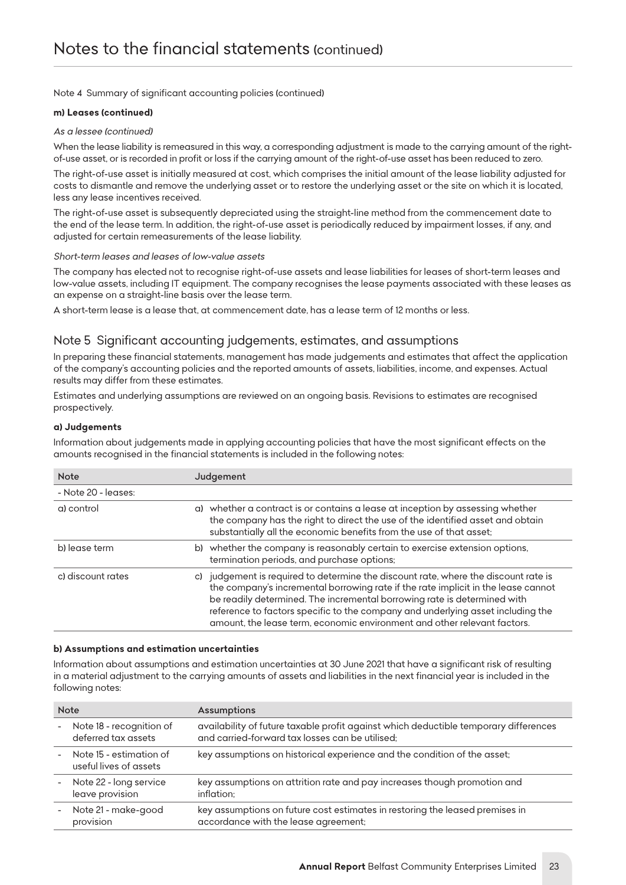Note 4 Summary of significant accounting policies (continued)

**m) Leases (continued)**

*As a lessee (continued)*

When the lease liability is remeasured in this way, a corresponding adjustment is made to the carrying amount of the right-of-use asset, or is recorded in profit or loss if the carrying amount of the right-of-use asset has been reduced to zero.

The right-of-use asset is initially measured at cost, which comprises the initial amount of the lease liability adjusted for costs to dismantle and remove the underlying asset or to restore the underlying asset or the site on which it is located, less any lease incentives received.

The right-of-use asset is subsequently depreciated using the straight-line method from the commencement date to the end of the lease term. In addition, the right-of-use asset is periodically reduced by impairment losses, if any, and adjusted for certain remeasurements of the lease liability.

*Short-term leases and leases of low-value assets*

The company has elected not to recognise right-of-use assets and lease liabilities for leases of short-term leases and low-value assets, including IT equipment. The company recognises the lease payments associated with these leases as an expense on a straight-line basis over the lease term.

A short-term lease is a lease that, at commencement date, has a lease term of 12 months or less.

## Note 5 Significant accounting judgements, estimates, and assumptions

In preparing these financial statements, management has made judgements and estimates that affect the application of the company's accounting policies and the reported amounts of assets, liabilities, income, and expenses. Actual results may differ from these estimates.

Estimates and underlying assumptions are reviewed on an ongoing basis. Revisions to estimates are recognised prospectively.

**a) Judgements**

Information about judgements made in applying accounting policies that have the most significant effects on the amounts recognised in the financial statements is included in the following notes:

| Note | Judgement |
|---|---|
| - Note 20 - leases: | |
| a) control | a) whether a contract is or contains a lease at inception by assessing whether the company has the right to direct the use of the identified asset and obtain substantially all the economic benefits from the use of that asset; |
| b) lease term | b) whether the company is reasonably certain to exercise extension options, termination periods, and purchase options; |
| c) discount rates | c) judgement is required to determine the discount rate, where the discount rate is the company's incremental borrowing rate if the rate implicit in the lease cannot be readily determined. The incremental borrowing rate is determined with reference to factors specific to the company and underlying asset including the amount, the lease term, economic environment and other relevant factors. |

**b) Assumptions and estimation uncertainties**

Information about assumptions and estimation uncertainties at 30 June 2021 that have a significant risk of resulting in a material adjustment to the carrying amounts of assets and liabilities in the next financial year is included in the following notes:

| Note | Assumptions |
|---|---|
| - Note 18 - recognition of deferred tax assets | availability of future taxable profit against which deductible temporary differences and carried-forward tax losses can be utilised; |
| - Note 15 - estimation of useful lives of assets | key assumptions on historical experience and the condition of the asset; |
| - Note 22 - long service leave provision | key assumptions on attrition rate and pay increases though promotion and inflation; |
| - Note 21 - make-good provision | key assumptions on future cost estimates in restoring the leased premises in accordance with the lease agreement; |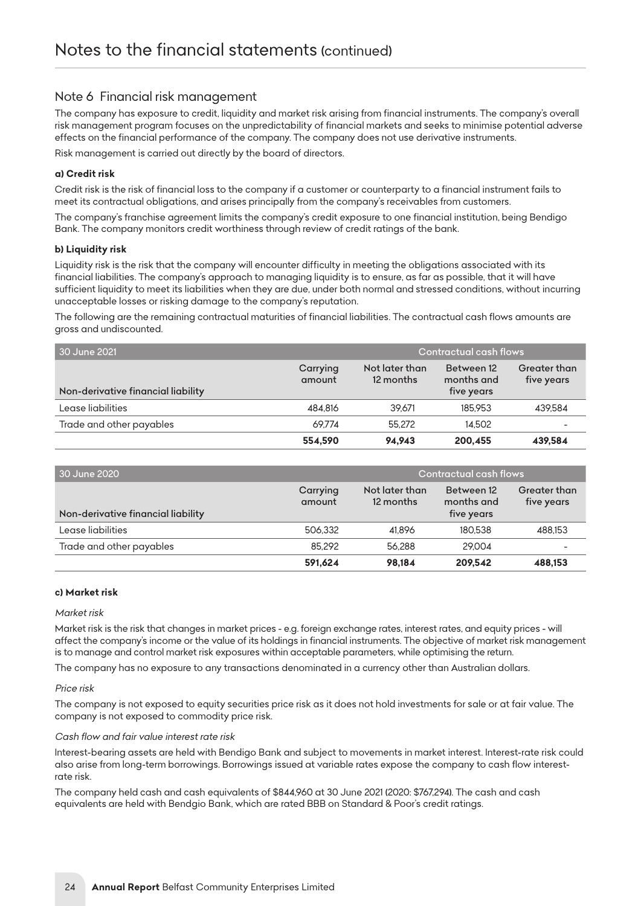# Notes to the financial statements (continued)

## Note 6 Financial risk management

The company has exposure to credit, liquidity and market risk arising from financial instruments. The company's overall risk management program focuses on the unpredictability of financial markets and seeks to minimise potential adverse effects on the financial performance of the company. The company does not use derivative instruments.

Risk management is carried out directly by the board of directors.

**a) Credit risk**

Credit risk is the risk of financial loss to the company if a customer or counterparty to a financial instrument fails to meet its contractual obligations, and arises principally from the company's receivables from customers.

The company's franchise agreement limits the company's credit exposure to one financial institution, being Bendigo Bank. The company monitors credit worthiness through review of credit ratings of the bank.

**b) Liquidity risk**

Liquidity risk is the risk that the company will encounter difficulty in meeting the obligations associated with its financial liabilities. The company's approach to managing liquidity is to ensure, as far as possible, that it will have sufficient liquidity to meet its liabilities when they are due, under both normal and stressed conditions, without incurring unacceptable losses or risking damage to the company's reputation.

The following are the remaining contractual maturities of financial liabilities. The contractual cash flows amounts are gross and undiscounted.

| 30 June 2021 | | Contractual cash flows | | |
|---|---|---|---|---|
| Non-derivative financial liability | Carrying amount | Not later than 12 months | Between 12 months and five years | Greater than five years |
| Lease liabilities | 484,816 | 39,671 | 185,953 | 439,584 |
| Trade and other payables | 69,774 | 55,272 | 14,502 | - |
| | **554,590** | **94,943** | **200,455** | **439,584** |

| 30 June 2020 | | Contractual cash flows | | |
|---|---|---|---|---|
| Non-derivative financial liability | Carrying amount | Not later than 12 months | Between 12 months and five years | Greater than five years |
| Lease liabilities | 506,332 | 41,896 | 180,538 | 488,153 |
| Trade and other payables | 85,292 | 56,288 | 29,004 | - |
| | **591,624** | **98,184** | **209,542** | **488,153** |

**c) Market risk**

*Market risk*

Market risk is the risk that changes in market prices - e.g. foreign exchange rates, interest rates, and equity prices - will affect the company's income or the value of its holdings in financial instruments. The objective of market risk management is to manage and control market risk exposures within acceptable parameters, while optimising the return.

The company has no exposure to any transactions denominated in a currency other than Australian dollars.

*Price risk*

The company is not exposed to equity securities price risk as it does not hold investments for sale or at fair value. The company is not exposed to commodity price risk.

*Cash flow and fair value interest rate risk*

Interest-bearing assets are held with Bendigo Bank and subject to movements in market interest. Interest-rate risk could also arise from long-term borrowings. Borrowings issued at variable rates expose the company to cash flow interest-rate risk.

The company held cash and cash equivalents of $844,960 at 30 June 2021 (2020: $767,294). The cash and cash equivalents are held with Bendgio Bank, which are rated BBB on Standard & Poor's credit ratings.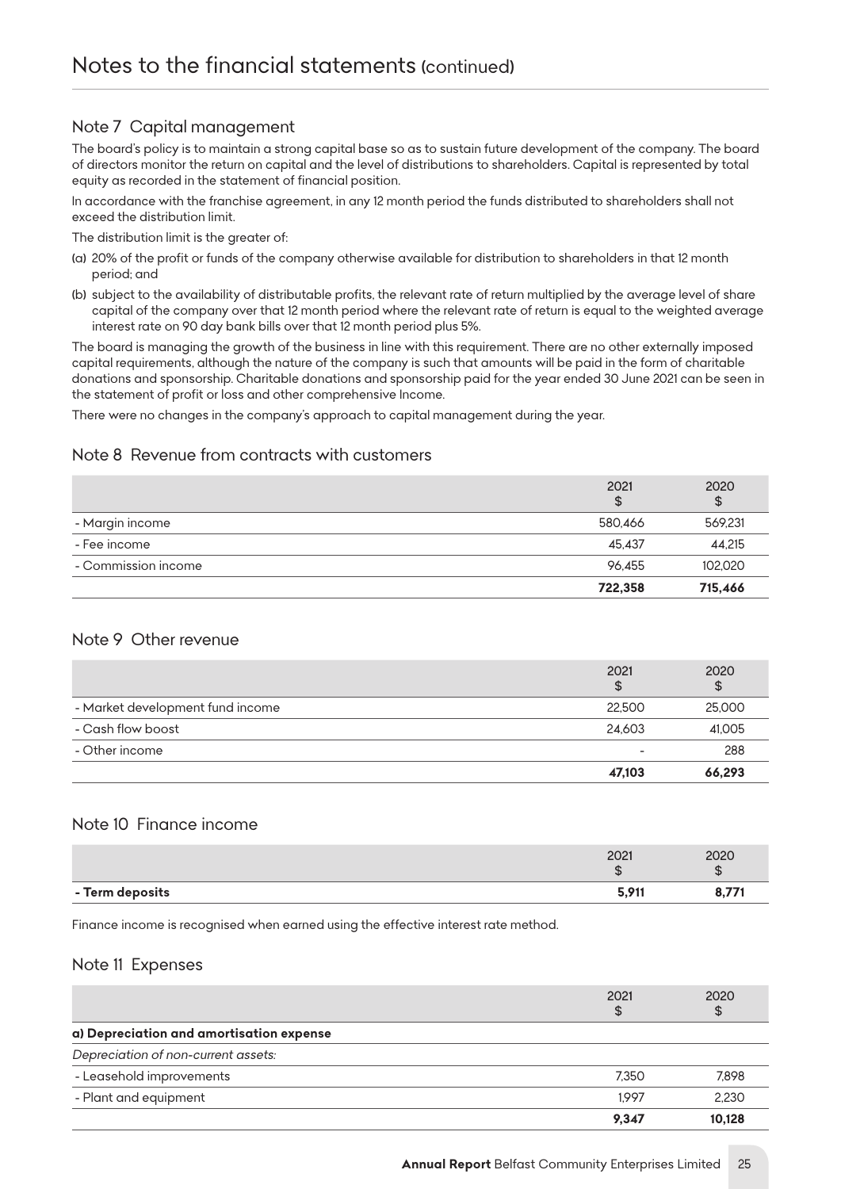# Notes to the financial statements (continued)

## Note 7 Capital management

The board's policy is to maintain a strong capital base so as to sustain future development of the company. The board of directors monitor the return on capital and the level of distributions to shareholders. Capital is represented by total equity as recorded in the statement of financial position.

In accordance with the franchise agreement, in any 12 month period the funds distributed to shareholders shall not exceed the distribution limit.

The distribution limit is the greater of:

(a) 20% of the profit or funds of the company otherwise available for distribution to shareholders in that 12 month period; and

(b) subject to the availability of distributable profits, the relevant rate of return multiplied by the average level of share capital of the company over that 12 month period where the relevant rate of return is equal to the weighted average interest rate on 90 day bank bills over that 12 month period plus 5%.

The board is managing the growth of the business in line with this requirement. There are no other externally imposed capital requirements, although the nature of the company is such that amounts will be paid in the form of charitable donations and sponsorship. Charitable donations and sponsorship paid for the year ended 30 June 2021 can be seen in the statement of profit or loss and other comprehensive Income.

There were no changes in the company's approach to capital management during the year.

## Note 8 Revenue from contracts with customers

| | 2021 $ | 2020 $ |
|---|---|---|
| - Margin income | 580,466 | 569,231 |
| - Fee income | 45,437 | 44,215 |
| - Commission income | 96,455 | 102,020 |
| | **722,358** | **715,466** |

## Note 9 Other revenue

| | 2021 $ | 2020 $ |
|---|---|---|
| - Market development fund income | 22,500 | 25,000 |
| - Cash flow boost | 24,603 | 41,005 |
| - Other income | - | 288 |
| | **47,103** | **66,293** |

## Note 10 Finance income

| | 2021 $ | 2020 $ |
|---|---|---|
| **- Term deposits** | **5,911** | **8,771** |

Finance income is recognised when earned using the effective interest rate method.

## Note 11 Expenses

| | 2021 $ | 2020 $ |
|---|---|---|
| **a) Depreciation and amortisation expense** | | |
| *Depreciation of non-current assets:* | | |
| - Leasehold improvements | 7,350 | 7,898 |
| - Plant and equipment | 1,997 | 2,230 |
| | **9,347** | **10,128** |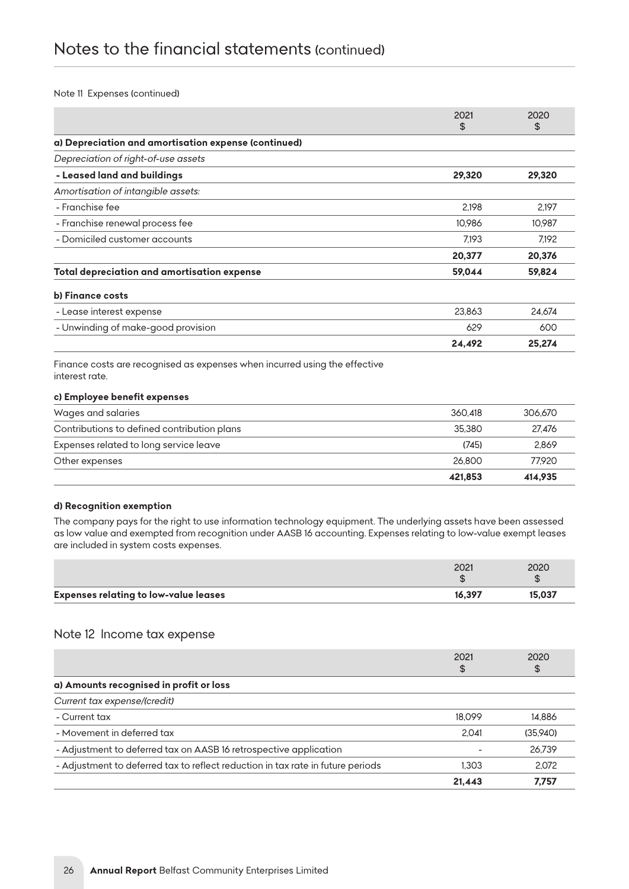# Notes to the financial statements (continued)

Note 11 Expenses (continued)

| | 2021<br>$ | 2020<br>$ |
|---|---|---|
| **a) Depreciation and amortisation expense (continued)** | | |
| *Depreciation of right-of-use assets* | | |
| **- Leased land and buildings** | **29,320** | **29,320** |
| *Amortisation of intangible assets:* | | |
| - Franchise fee | 2,198 | 2,197 |
| - Franchise renewal process fee | 10,986 | 10,987 |
| - Domiciled customer accounts | 7,193 | 7,192 |
| | **20,377** | **20,376** |
| **Total depreciation and amortisation expense** | **59,044** | **59,824** |
| **b) Finance costs** | | |
| - Lease interest expense | 23,863 | 24,674 |
| - Unwinding of make-good provision | 629 | 600 |
| | **24,492** | **25,274** |

Finance costs are recognised as expenses when incurred using the effective interest rate.

| **c) Employee benefit expenses** | | |
|---|---|---|
| Wages and salaries | 360,418 | 306,670 |
| Contributions to defined contribution plans | 35,380 | 27,476 |
| Expenses related to long service leave | (745) | 2,869 |
| Other expenses | 26,800 | 77,920 |
| | **421,853** | **414,935** |

**d) Recognition exemption**

The company pays for the right to use information technology equipment. The underlying assets have been assessed as low value and exempted from recognition under AASB 16 accounting. Expenses relating to low-value exempt leases are included in system costs expenses.

| | 2021<br>$ | 2020<br>$ |
|---|---|---|
| **Expenses relating to low-value leases** | **16,397** | **15,037** |

## Note 12 Income tax expense

| | 2021<br>$ | 2020<br>$ |
|---|---|---|
| **a) Amounts recognised in profit or loss** | | |
| *Current tax expense/(credit)* | | |
| - Current tax | 18,099 | 14,886 |
| - Movement in deferred tax | 2,041 | (35,940) |
| - Adjustment to deferred tax on AASB 16 retrospective application | - | 26,739 |
| - Adjustment to deferred tax to reflect reduction in tax rate in future periods | 1,303 | 2,072 |
| | **21,443** | **7,757** |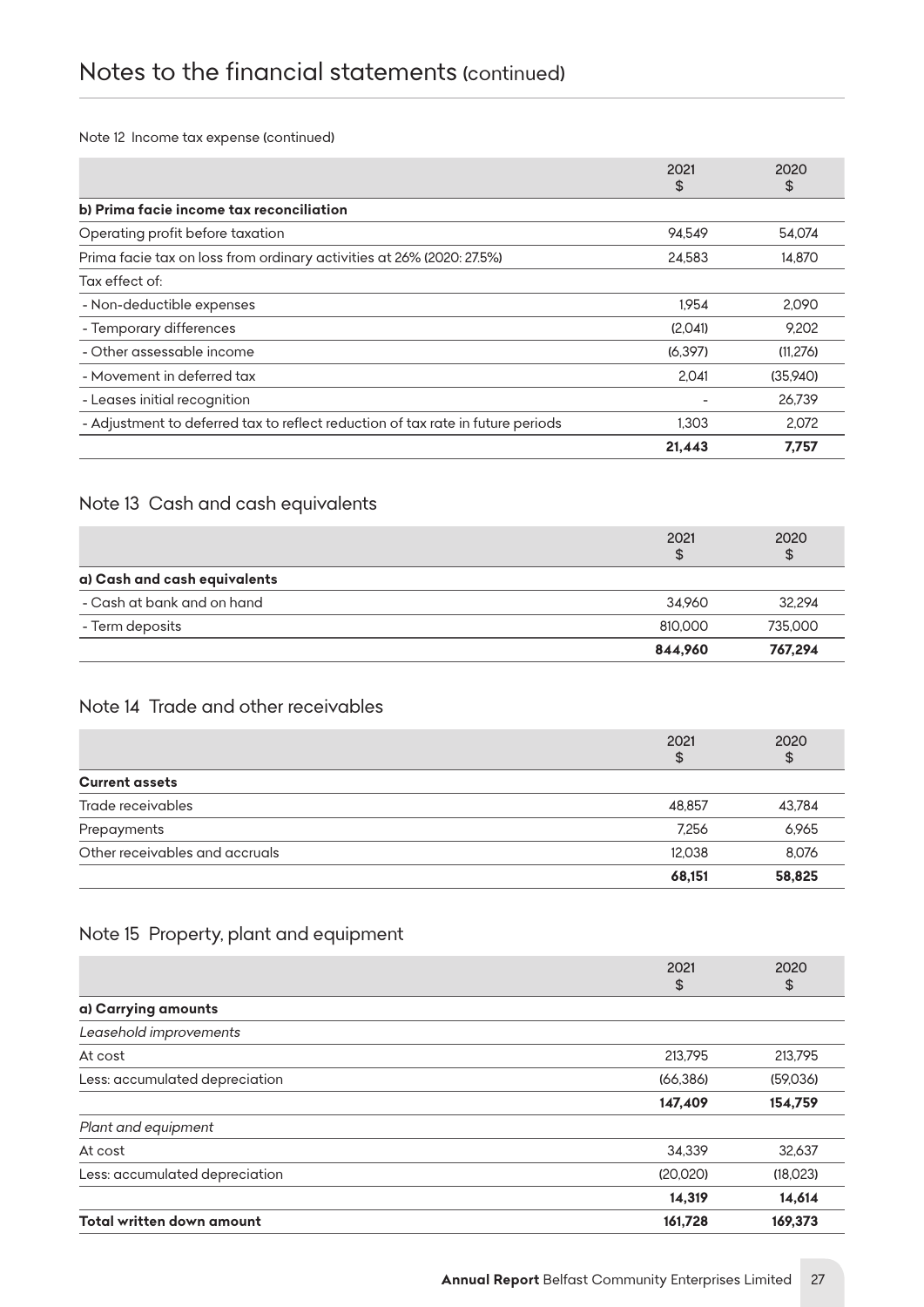# Notes to the financial statements (continued)

Note 12 Income tax expense (continued)

| | 2021<br>$ | 2020<br>$ |
|---|---|---|
| **b) Prima facie income tax reconciliation** | | |
| Operating profit before taxation | 94,549 | 54,074 |
| Prima facie tax on loss from ordinary activities at 26% (2020: 27.5%) | 24,583 | 14,870 |
| Tax effect of: | | |
| - Non-deductible expenses | 1,954 | 2,090 |
| - Temporary differences | (2,041) | 9,202 |
| - Other assessable income | (6,397) | (11,276) |
| - Movement in deferred tax | 2,041 | (35,940) |
| - Leases initial recognition | - | 26,739 |
| - Adjustment to deferred tax to reflect reduction of tax rate in future periods | 1,303 | 2,072 |
| | **21,443** | **7,757** |

## Note 13 Cash and cash equivalents

| | 2021<br>$ | 2020<br>$ |
|---|---|---|
| **a) Cash and cash equivalents** | | |
| - Cash at bank and on hand | 34,960 | 32,294 |
| - Term deposits | 810,000 | 735,000 |
| | **844,960** | **767,294** |

## Note 14 Trade and other receivables

| | 2021<br>$ | 2020<br>$ |
|---|---|---|
| **Current assets** | | |
| Trade receivables | 48,857 | 43,784 |
| Prepayments | 7,256 | 6,965 |
| Other receivables and accruals | 12,038 | 8,076 |
| | **68,151** | **58,825** |

## Note 15 Property, plant and equipment

| | 2021<br>$ | 2020<br>$ |
|---|---|---|
| **a) Carrying amounts** | | |
| *Leasehold improvements* | | |
| At cost | 213,795 | 213,795 |
| Less: accumulated depreciation | (66,386) | (59,036) |
| | **147,409** | **154,759** |
| *Plant and equipment* | | |
| At cost | 34,339 | 32,637 |
| Less: accumulated depreciation | (20,020) | (18,023) |
| | **14,319** | **14,614** |
| **Total written down amount** | **161,728** | **169,373** |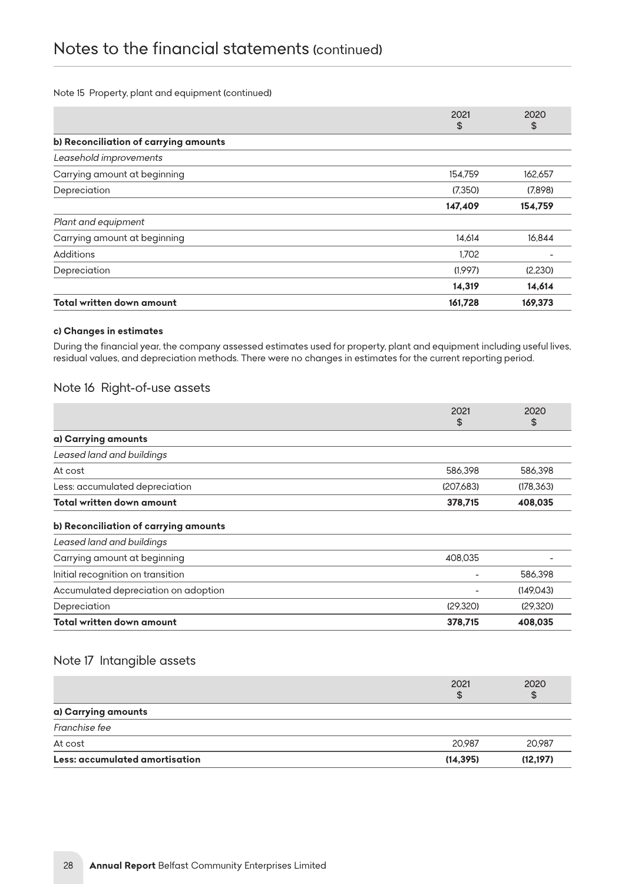# Notes to the financial statements (continued)

Note 15 Property, plant and equipment (continued)

| | 2021 $ | 2020 $ |
|---|---|---|
| **b) Reconciliation of carrying amounts** | | |
| *Leasehold improvements* | | |
| Carrying amount at beginning | 154,759 | 162,657 |
| Depreciation | (7,350) | (7,898) |
| | **147,409** | **154,759** |
| *Plant and equipment* | | |
| Carrying amount at beginning | 14,614 | 16,844 |
| Additions | 1,702 | - |
| Depreciation | (1,997) | (2,230) |
| | **14,319** | **14,614** |
| **Total written down amount** | **161,728** | **169,373** |

**c) Changes in estimates**

During the financial year, the company assessed estimates used for property, plant and equipment including useful lives, residual values, and depreciation methods. There were no changes in estimates for the current reporting period.

## Note 16 Right-of-use assets

| | 2021 $ | 2020 $ |
|---|---|---|
| **a) Carrying amounts** | | |
| *Leased land and buildings* | | |
| At cost | 586,398 | 586,398 |
| Less: accumulated depreciation | (207,683) | (178,363) |
| **Total written down amount** | **378,715** | **408,035** |
| **b) Reconciliation of carrying amounts** | | |
| *Leased land and buildings* | | |
| Carrying amount at beginning | 408,035 | - |
| Initial recognition on transition | - | 586,398 |
| Accumulated depreciation on adoption | - | (149,043) |
| Depreciation | (29,320) | (29,320) |
| **Total written down amount** | **378,715** | **408,035** |

## Note 17 Intangible assets

| | 2021 $ | 2020 $ |
|---|---|---|
| **a) Carrying amounts** | | |
| *Franchise fee* | | |
| At cost | 20,987 | 20,987 |
| **Less: accumulated amortisation** | **(14,395)** | **(12,197)** |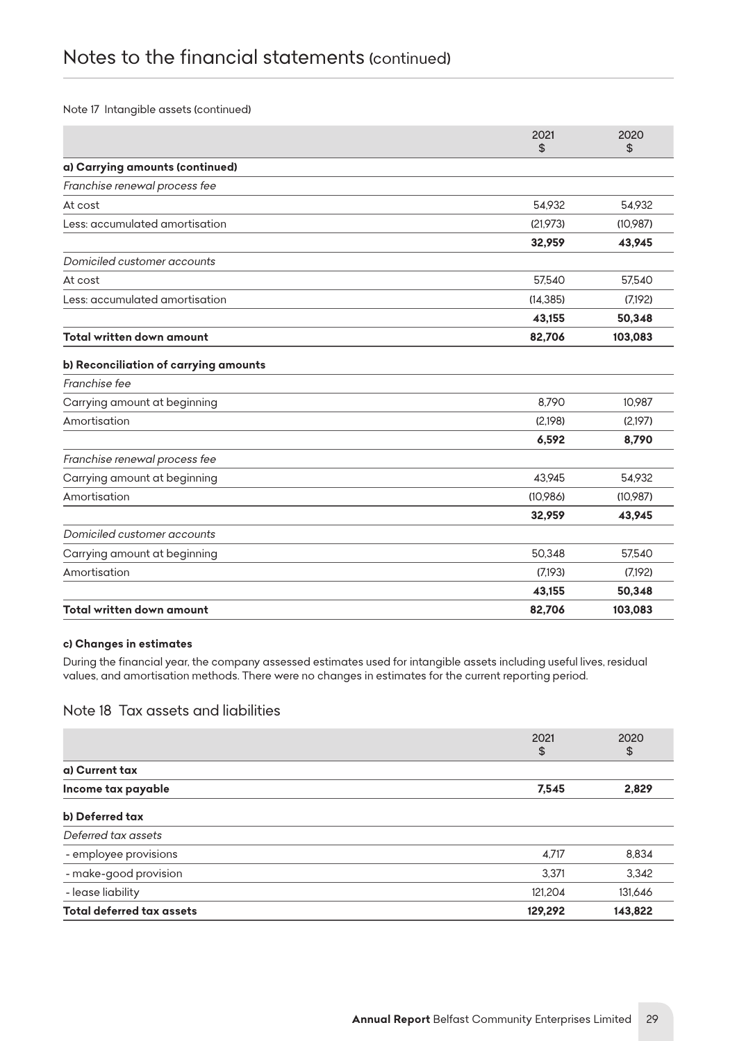# Notes to the financial statements (continued)

Note 17 Intangible assets (continued)

| | 2021 $ | 2020 $ |
|---|---|---|
| **a) Carrying amounts (continued)** | | |
| *Franchise renewal process fee* | | |
| At cost | 54,932 | 54,932 |
| Less: accumulated amortisation | (21,973) | (10,987) |
| | **32,959** | **43,945** |
| *Domiciled customer accounts* | | |
| At cost | 57,540 | 57,540 |
| Less: accumulated amortisation | (14,385) | (7,192) |
| | **43,155** | **50,348** |
| **Total written down amount** | **82,706** | **103,083** |
| **b) Reconciliation of carrying amounts** | | |
| *Franchise fee* | | |
| Carrying amount at beginning | 8,790 | 10,987 |
| Amortisation | (2,198) | (2,197) |
| | **6,592** | **8,790** |
| *Franchise renewal process fee* | | |
| Carrying amount at beginning | 43,945 | 54,932 |
| Amortisation | (10,986) | (10,987) |
| | **32,959** | **43,945** |
| *Domiciled customer accounts* | | |
| Carrying amount at beginning | 50,348 | 57,540 |
| Amortisation | (7,193) | (7,192) |
| | **43,155** | **50,348** |
| **Total written down amount** | **82,706** | **103,083** |

**c) Changes in estimates**

During the financial year, the company assessed estimates used for intangible assets including useful lives, residual values, and amortisation methods. There were no changes in estimates for the current reporting period.

## Note 18 Tax assets and liabilities

| | 2021 $ | 2020 $ |
|---|---|---|
| **a) Current tax** | | |
| **Income tax payable** | **7,545** | **2,829** |
| **b) Deferred tax** | | |
| *Deferred tax assets* | | |
| - employee provisions | 4,717 | 8,834 |
| - make-good provision | 3,371 | 3,342 |
| - lease liability | 121,204 | 131,646 |
| **Total deferred tax assets** | **129,292** | **143,822** |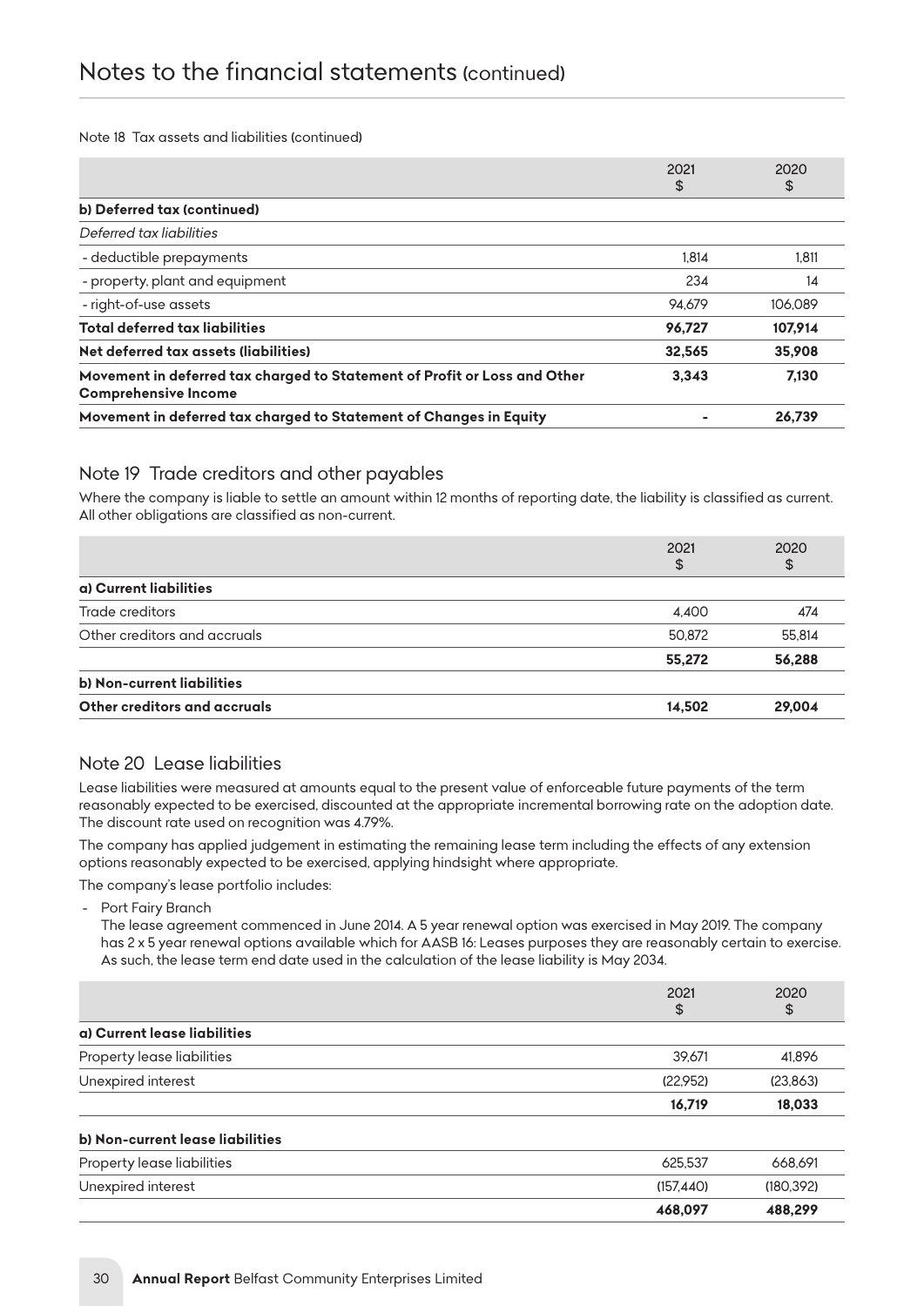# Notes to the financial statements (continued)

Note 18 Tax assets and liabilities (continued)

| | 2021 $ | 2020 $ |
|---|---|---|
| **b) Deferred tax (continued)** | | |
| *Deferred tax liabilities* | | |
| - deductible prepayments | 1,814 | 1,811 |
| - property, plant and equipment | 234 | 14 |
| - right-of-use assets | 94,679 | 106,089 |
| **Total deferred tax liabilities** | **96,727** | **107,914** |
| **Net deferred tax assets (liabilities)** | **32,565** | **35,908** |
| **Movement in deferred tax charged to Statement of Profit or Loss and Other Comprehensive Income** | **3,343** | **7,130** |
| **Movement in deferred tax charged to Statement of Changes in Equity** | **-** | **26,739** |

## Note 19 Trade creditors and other payables

Where the company is liable to settle an amount within 12 months of reporting date, the liability is classified as current. All other obligations are classified as non-current.

| | 2021 $ | 2020 $ |
|---|---|---|
| **a) Current liabilities** | | |
| Trade creditors | 4,400 | 474 |
| Other creditors and accruals | 50,872 | 55,814 |
| | **55,272** | **56,288** |
| **b) Non-current liabilities** | | |
| **Other creditors and accruals** | **14,502** | **29,004** |

## Note 20 Lease liabilities

Lease liabilities were measured at amounts equal to the present value of enforceable future payments of the term reasonably expected to be exercised, discounted at the appropriate incremental borrowing rate on the adoption date. The discount rate used on recognition was 4.79%.

The company has applied judgement in estimating the remaining lease term including the effects of any extension options reasonably expected to be exercised, applying hindsight where appropriate.

The company's lease portfolio includes:

- Port Fairy Branch
  The lease agreement commenced in June 2014. A 5 year renewal option was exercised in May 2019. The company has 2 x 5 year renewal options available which for AASB 16: Leases purposes they are reasonably certain to exercise. As such, the lease term end date used in the calculation of the lease liability is May 2034.

| | 2021 $ | 2020 $ |
|---|---|---|
| **a) Current lease liabilities** | | |
| Property lease liabilities | 39,671 | 41,896 |
| Unexpired interest | (22,952) | (23,863) |
| | **16,719** | **18,033** |
| **b) Non-current lease liabilities** | | |
| Property lease liabilities | 625,537 | 668,691 |
| Unexpired interest | (157,440) | (180,392) |
| | **468,097** | **488,299** |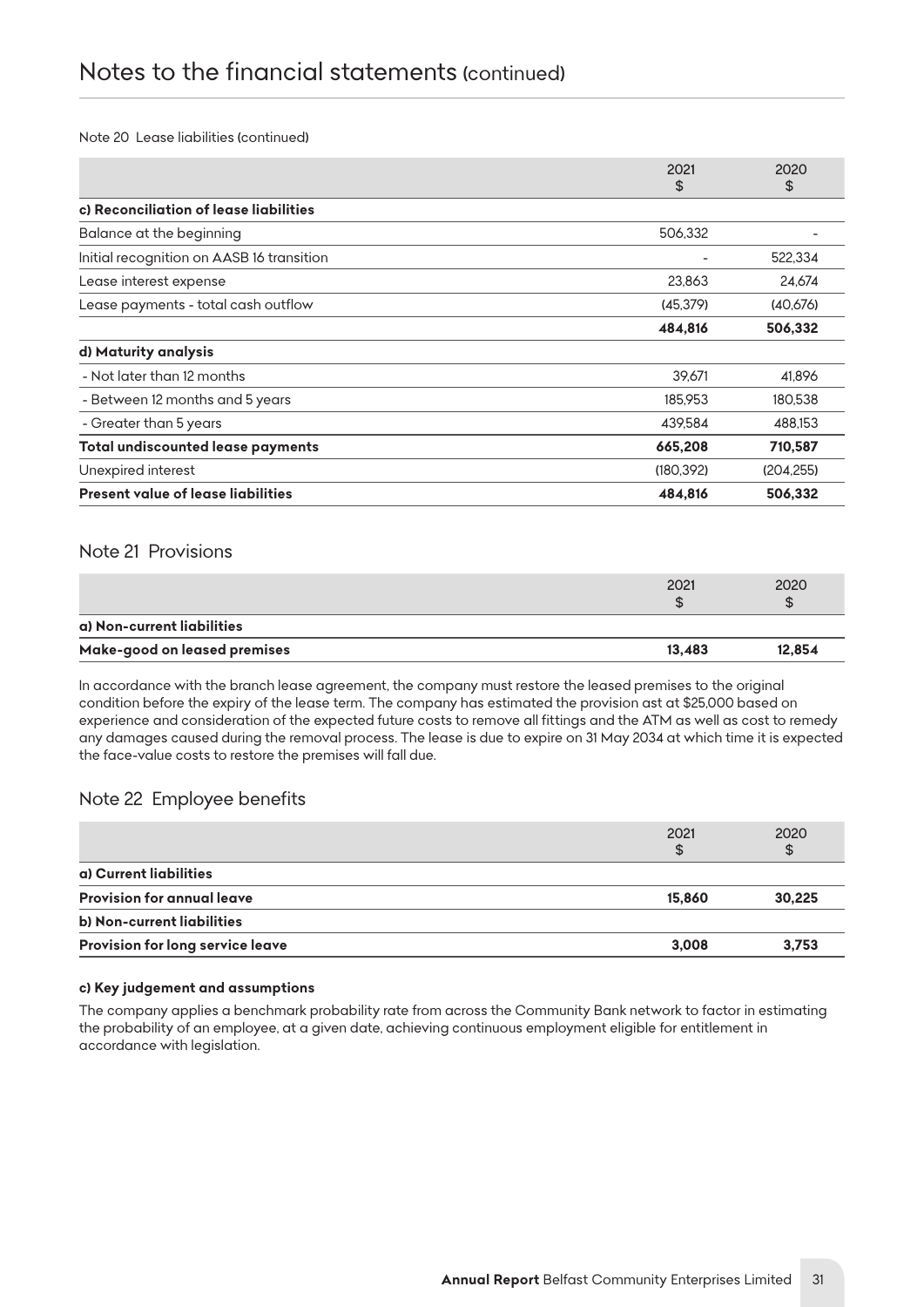# Notes to the financial statements (continued)

Note 20 Lease liabilities (continued)

| | 2021 $ | 2020 $ |
|---|---|---|
| **c) Reconciliation of lease liabilities** | | |
| Balance at the beginning | 506,332 | - |
| Initial recognition on AASB 16 transition | - | 522,334 |
| Lease interest expense | 23,863 | 24,674 |
| Lease payments - total cash outflow | (45,379) | (40,676) |
| | **484,816** | **506,332** |
| **d) Maturity analysis** | | |
| - Not later than 12 months | 39,671 | 41,896 |
| - Between 12 months and 5 years | 185,953 | 180,538 |
| - Greater than 5 years | 439,584 | 488,153 |
| **Total undiscounted lease payments** | **665,208** | **710,587** |
| Unexpired interest | (180,392) | (204,255) |
| **Present value of lease liabilities** | **484,816** | **506,332** |

## Note 21 Provisions

| | 2021 $ | 2020 $ |
|---|---|---|
| **a) Non-current liabilities** | | |
| **Make-good on leased premises** | **13,483** | **12,854** |

In accordance with the branch lease agreement, the company must restore the leased premises to the original condition before the expiry of the lease term. The company has estimated the provision ast at $25,000 based on experience and consideration of the expected future costs to remove all fittings and the ATM as well as cost to remedy any damages caused during the removal process. The lease is due to expire on 31 May 2034 at which time it is expected the face-value costs to restore the premises will fall due.

## Note 22 Employee benefits

| | 2021 $ | 2020 $ |
|---|---|---|
| **a) Current liabilities** | | |
| **Provision for annual leave** | **15,860** | **30,225** |
| **b) Non-current liabilities** | | |
| **Provision for long service leave** | **3,008** | **3,753** |

**c) Key judgement and assumptions**

The company applies a benchmark probability rate from across the Community Bank network to factor in estimating the probability of an employee, at a given date, achieving continuous employment eligible for entitlement in accordance with legislation.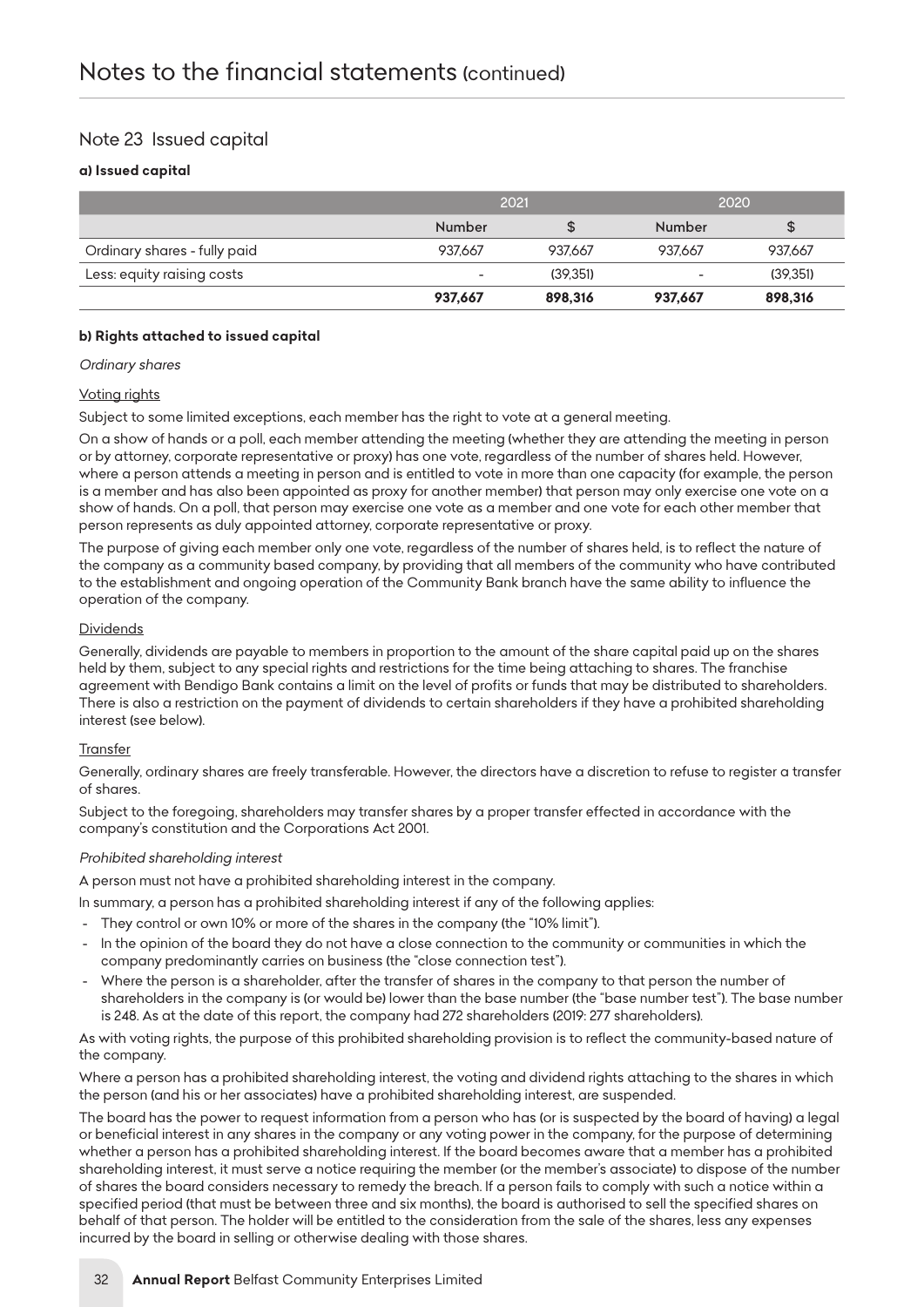# Notes to the financial statements (continued)

## Note 23 Issued capital

### a) Issued capital

| | 2021 | | 2020 | |
|---|---|---|---|---|
| | Number | $ | Number | $ |
| Ordinary shares - fully paid | 937,667 | 937,667 | 937,667 | 937,667 |
| Less: equity raising costs | - | (39,351) | - | (39,351) |
| | **937,667** | **898,316** | **937,667** | **898,316** |

### b) Rights attached to issued capital

*Ordinary shares*

Voting rights

Subject to some limited exceptions, each member has the right to vote at a general meeting.

On a show of hands or a poll, each member attending the meeting (whether they are attending the meeting in person or by attorney, corporate representative or proxy) has one vote, regardless of the number of shares held. However, where a person attends a meeting in person and is entitled to vote in more than one capacity (for example, the person is a member and has also been appointed as proxy for another member) that person may only exercise one vote on a show of hands. On a poll, that person may exercise one vote as a member and one vote for each other member that person represents as duly appointed attorney, corporate representative or proxy.

The purpose of giving each member only one vote, regardless of the number of shares held, is to reflect the nature of the company as a community based company, by providing that all members of the community who have contributed to the establishment and ongoing operation of the Community Bank branch have the same ability to influence the operation of the company.

Dividends

Generally, dividends are payable to members in proportion to the amount of the share capital paid up on the shares held by them, subject to any special rights and restrictions for the time being attaching to shares. The franchise agreement with Bendigo Bank contains a limit on the level of profits or funds that may be distributed to shareholders. There is also a restriction on the payment of dividends to certain shareholders if they have a prohibited shareholding interest (see below).

Transfer

Generally, ordinary shares are freely transferable. However, the directors have a discretion to refuse to register a transfer of shares.

Subject to the foregoing, shareholders may transfer shares by a proper transfer effected in accordance with the company's constitution and the Corporations Act 2001.

*Prohibited shareholding interest*

A person must not have a prohibited shareholding interest in the company.

In summary, a person has a prohibited shareholding interest if any of the following applies:

- They control or own 10% or more of the shares in the company (the "10% limit").
- In the opinion of the board they do not have a close connection to the community or communities in which the company predominantly carries on business (the "close connection test").
- Where the person is a shareholder, after the transfer of shares in the company to that person the number of shareholders in the company is (or would be) lower than the base number (the "base number test"). The base number is 248. As at the date of this report, the company had 272 shareholders (2019: 277 shareholders).

As with voting rights, the purpose of this prohibited shareholding provision is to reflect the community-based nature of the company.

Where a person has a prohibited shareholding interest, the voting and dividend rights attaching to the shares in which the person (and his or her associates) have a prohibited shareholding interest, are suspended.

The board has the power to request information from a person who has (or is suspected by the board of having) a legal or beneficial interest in any shares in the company or any voting power in the company, for the purpose of determining whether a person has a prohibited shareholding interest. If the board becomes aware that a member has a prohibited shareholding interest, it must serve a notice requiring the member (or the member's associate) to dispose of the number of shares the board considers necessary to remedy the breach. If a person fails to comply with such a notice within a specified period (that must be between three and six months), the board is authorised to sell the specified shares on behalf of that person. The holder will be entitled to the consideration from the sale of the shares, less any expenses incurred by the board in selling or otherwise dealing with those shares.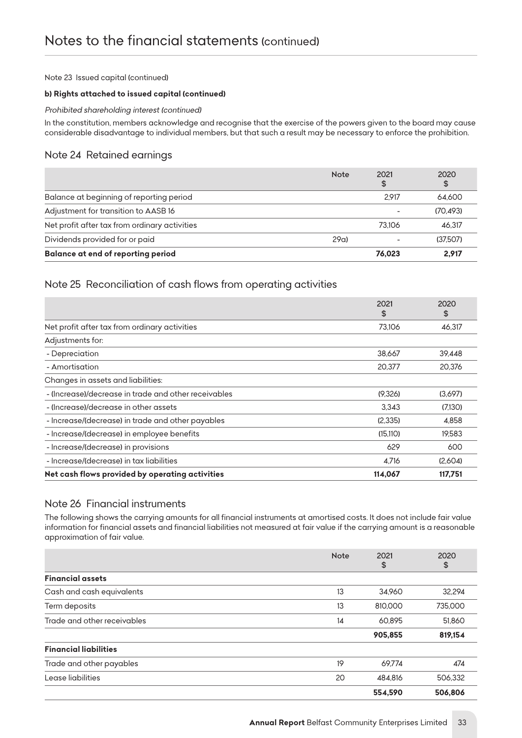# Notes to the financial statements (continued)

Note 23 Issued capital (continued)

**b) Rights attached to issued capital (continued)**

*Prohibited shareholding interest (continued)*

In the constitution, members acknowledge and recognise that the exercise of the powers given to the board may cause considerable disadvantage to individual members, but that such a result may be necessary to enforce the prohibition.

## Note 24 Retained earnings

| | Note | 2021 $ | 2020 $ |
|---|---|---|---|
| Balance at beginning of reporting period | | 2,917 | 64,600 |
| Adjustment for transition to AASB 16 | | - | (70,493) |
| Net profit after tax from ordinary activities | | 73,106 | 46,317 |
| Dividends provided for or paid | 29a) | - | (37,507) |
| **Balance at end of reporting period** | | **76,023** | **2,917** |

## Note 25 Reconciliation of cash flows from operating activities

| | 2021 $ | 2020 $ |
|---|---|---|
| Net profit after tax from ordinary activities | 73,106 | 46,317 |
| Adjustments for: | | |
| - Depreciation | 38,667 | 39,448 |
| - Amortisation | 20,377 | 20,376 |
| Changes in assets and liabilities: | | |
| - (Increase)/decrease in trade and other receivables | (9,326) | (3,697) |
| - (Increase)/decrease in other assets | 3,343 | (7,130) |
| - Increase/(decrease) in trade and other payables | (2,335) | 4,858 |
| - Increase/(decrease) in employee benefits | (15,110) | 19,583 |
| - Increase/(decrease) in provisions | 629 | 600 |
| - Increase/(decrease) in tax liabilities | 4,716 | (2,604) |
| **Net cash flows provided by operating activities** | **114,067** | **117,751** |

## Note 26 Financial instruments

The following shows the carrying amounts for all financial instruments at amortised costs. It does not include fair value information for financial assets and financial liabilities not measured at fair value if the carrying amount is a reasonable approximation of fair value.

| | Note | 2021 $ | 2020 $ |
|---|---|---|---|
| **Financial assets** | | | |
| Cash and cash equivalents | 13 | 34,960 | 32,294 |
| Term deposits | 13 | 810,000 | 735,000 |
| Trade and other receivables | 14 | 60,895 | 51,860 |
| | | **905,855** | **819,154** |
| **Financial liabilities** | | | |
| Trade and other payables | 19 | 69,774 | 474 |
| Lease liabilities | 20 | 484,816 | 506,332 |
| | | **554,590** | **506,806** |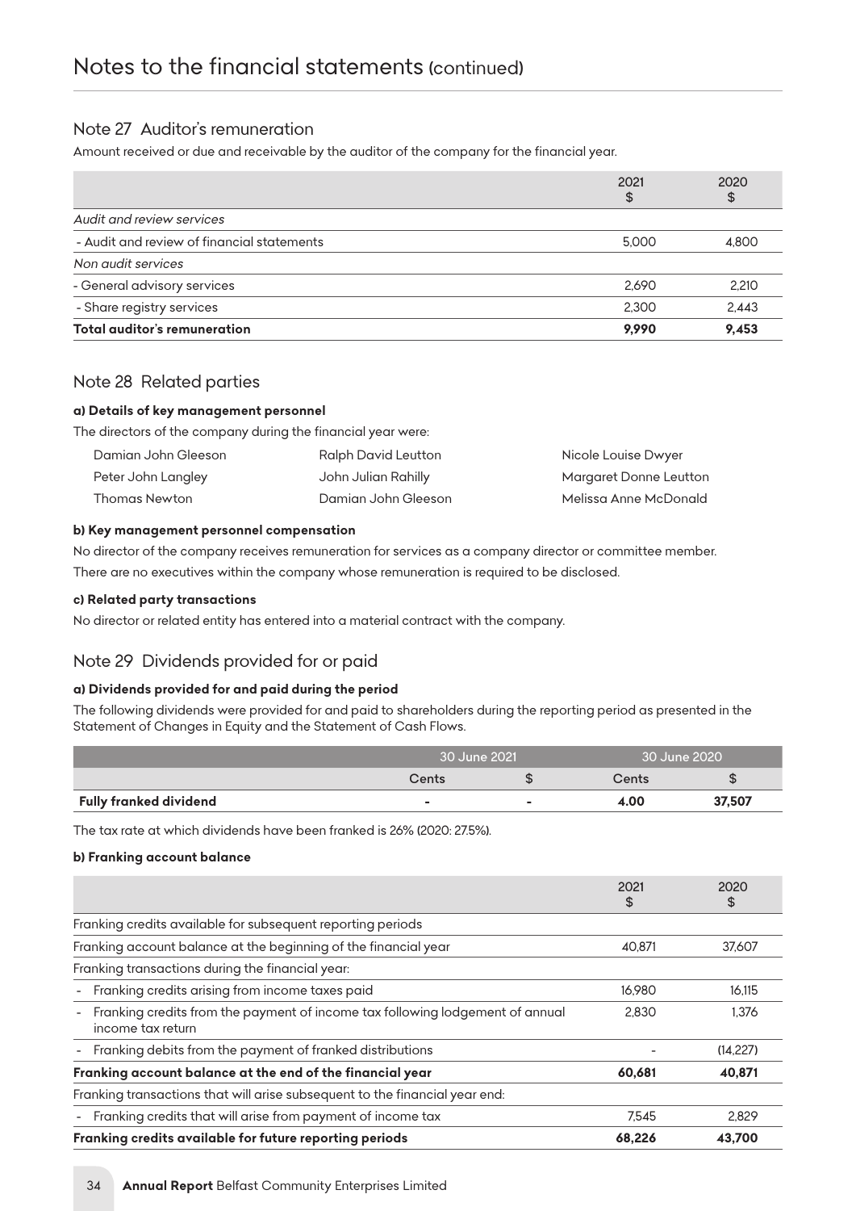# Notes to the financial statements (continued)

## Note 27 Auditor's remuneration

Amount received or due and receivable by the auditor of the company for the financial year.

| | 2021 $ | 2020 $ |
|---|---|---|
| *Audit and review services* | | |
| - Audit and review of financial statements | 5,000 | 4,800 |
| *Non audit services* | | |
| - General advisory services | 2,690 | 2,210 |
| - Share registry services | 2,300 | 2,443 |
| **Total auditor's remuneration** | **9,990** | **9,453** |

## Note 28 Related parties

### a) Details of key management personnel

The directors of the company during the financial year were:

| | | |
|---|---|---|
| Damian John Gleeson | Ralph David Leutton | Nicole Louise Dwyer |
| Peter John Langley | John Julian Rahilly | Margaret Donne Leutton |
| Thomas Newton | Damian John Gleeson | Melissa Anne McDonald |

### b) Key management personnel compensation

No director of the company receives remuneration for services as a company director or committee member.

There are no executives within the company whose remuneration is required to be disclosed.

### c) Related party transactions

No director or related entity has entered into a material contract with the company.

## Note 29 Dividends provided for or paid

### a) Dividends provided for and paid during the period

The following dividends were provided for and paid to shareholders during the reporting period as presented in the Statement of Changes in Equity and the Statement of Cash Flows.

| | 30 June 2021 | | 30 June 2020 | |
|---|---|---|---|---|
| | Cents | $ | Cents | $ |
| **Fully franked dividend** | - | - | **4.00** | **37,507** |

The tax rate at which dividends have been franked is 26% (2020: 27.5%).

### b) Franking account balance

| | 2021 $ | 2020 $ |
|---|---|---|
| Franking credits available for subsequent reporting periods | | |
| Franking account balance at the beginning of the financial year | 40,871 | 37,607 |
| Franking transactions during the financial year: | | |
| - Franking credits arising from income taxes paid | 16,980 | 16,115 |
| - Franking credits from the payment of income tax following lodgement of annual income tax return | 2,830 | 1,376 |
| - Franking debits from the payment of franked distributions | - | (14,227) |
| **Franking account balance at the end of the financial year** | **60,681** | **40,871** |
| Franking transactions that will arise subsequent to the financial year end: | | |
| - Franking credits that will arise from payment of income tax | 7,545 | 2,829 |
| **Franking credits available for future reporting periods** | **68,226** | **43,700** |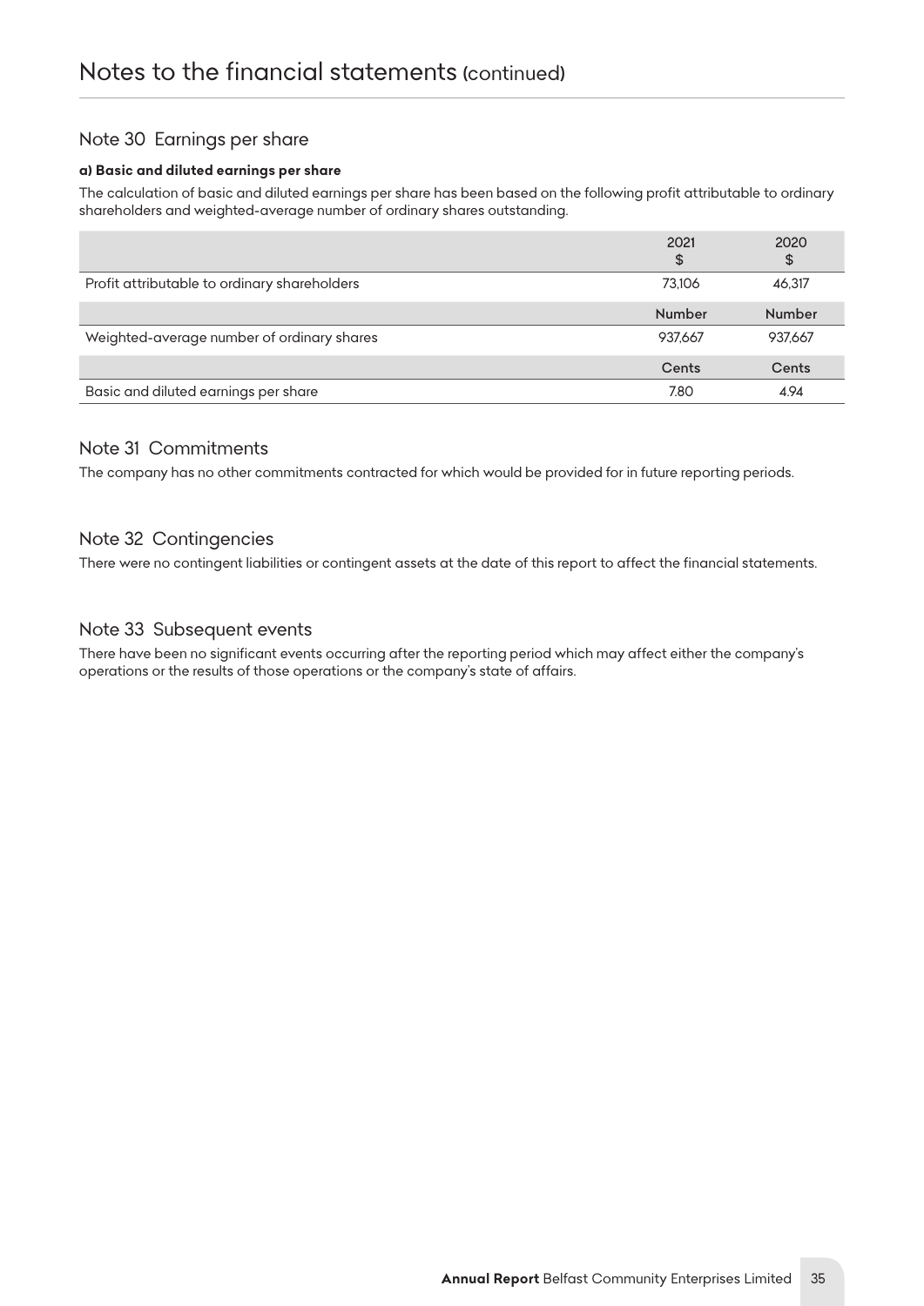# Notes to the financial statements (continued)

## Note 30 Earnings per share

**a) Basic and diluted earnings per share**

The calculation of basic and diluted earnings per share has been based on the following profit attributable to ordinary shareholders and weighted-average number of ordinary shares outstanding.

| | 2021<br>$ | 2020<br>$ |
|---|---|---|
| Profit attributable to ordinary shareholders | 73,106 | 46,317 |
| | **Number** | **Number** |
| Weighted-average number of ordinary shares | 937,667 | 937,667 |
| | **Cents** | **Cents** |
| Basic and diluted earnings per share | 7.80 | 4.94 |

## Note 31 Commitments

The company has no other commitments contracted for which would be provided for in future reporting periods.

## Note 32 Contingencies

There were no contingent liabilities or contingent assets at the date of this report to affect the financial statements.

## Note 33 Subsequent events

There have been no significant events occurring after the reporting period which may affect either the company's operations or the results of those operations or the company's state of affairs.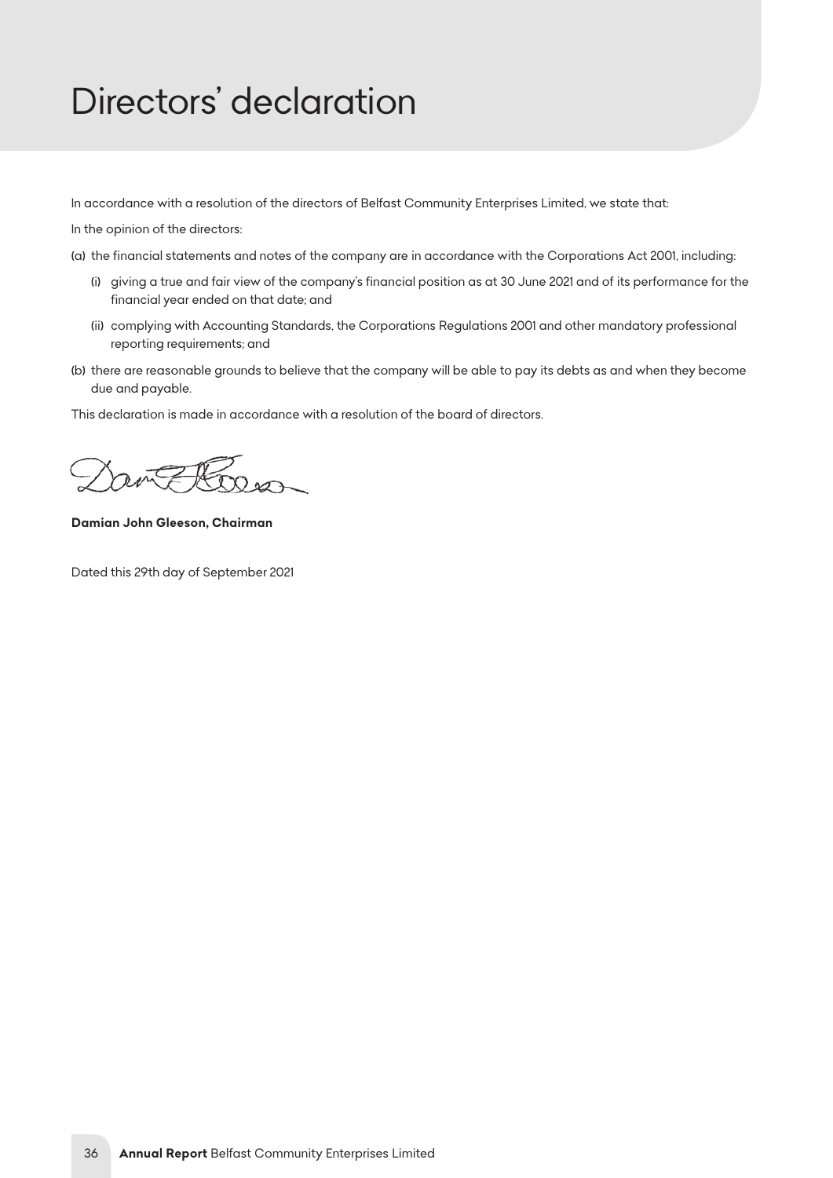# Directors' declaration

In accordance with a resolution of the directors of Belfast Community Enterprises Limited, we state that:

In the opinion of the directors:

(a) the financial statements and notes of the company are in accordance with the Corporations Act 2001, including:

- (i) giving a true and fair view of the company's financial position as at 30 June 2021 and of its performance for the financial year ended on that date; and
- (ii) complying with Accounting Standards, the Corporations Regulations 2001 and other mandatory professional reporting requirements; and

(b) there are reasonable grounds to believe that the company will be able to pay its debts as and when they become due and payable.

This declaration is made in accordance with a resolution of the board of directors.

**Damian John Gleeson, Chairman**

Dated this 29th day of September 2021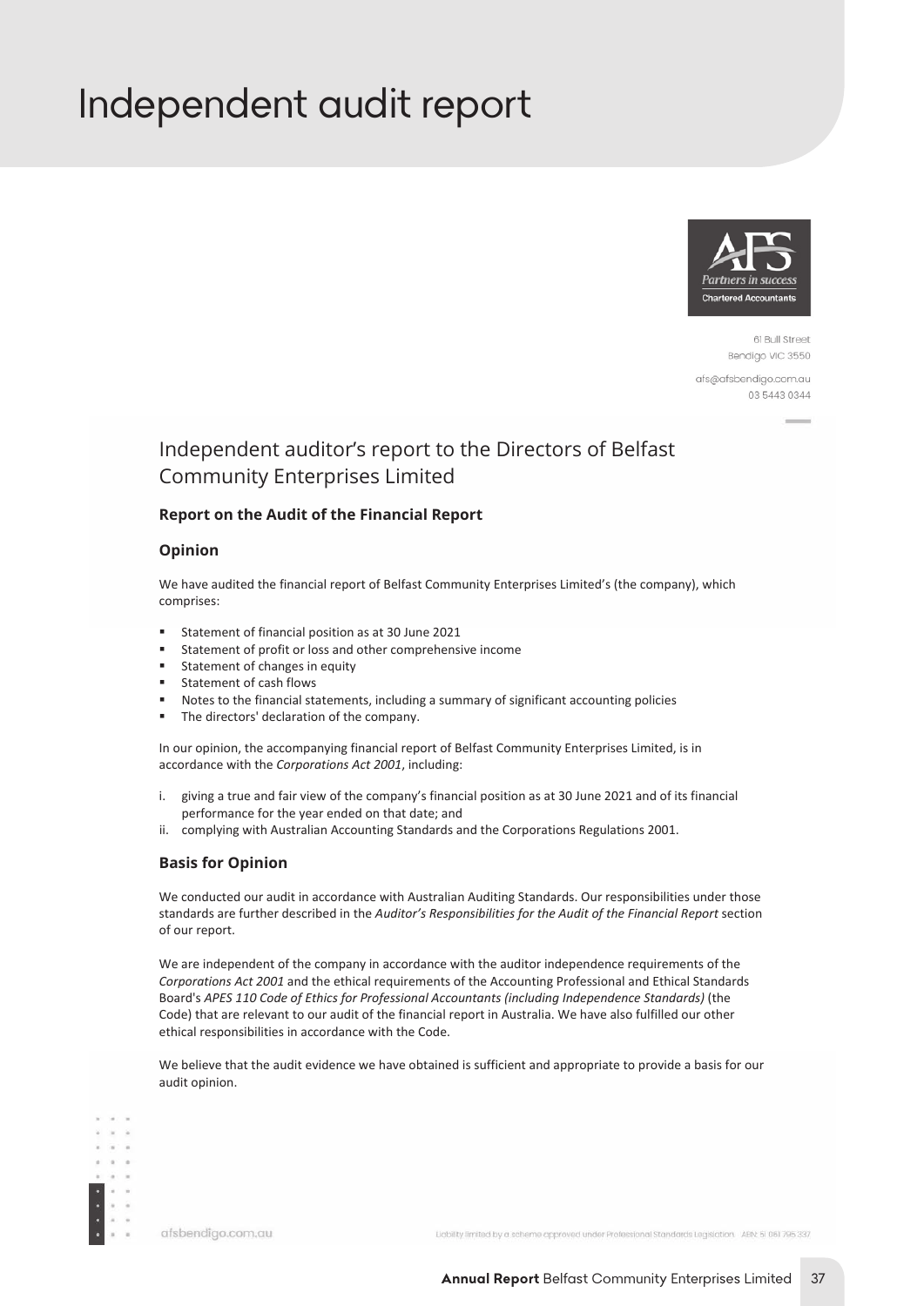# Independent audit report

61 Bull Street
Bendigo VIC 3550

afs@afsbendigo.com.au
03 5443 0344

## Independent auditor's report to the Directors of Belfast Community Enterprises Limited

### Report on the Audit of the Financial Report

### Opinion

We have audited the financial report of Belfast Community Enterprises Limited's (the company), which comprises:

- Statement of financial position as at 30 June 2021
- Statement of profit or loss and other comprehensive income
- Statement of changes in equity
- Statement of cash flows
- Notes to the financial statements, including a summary of significant accounting policies
- The directors' declaration of the company.

In our opinion, the accompanying financial report of Belfast Community Enterprises Limited, is in accordance with the *Corporations Act 2001*, including:

i. giving a true and fair view of the company's financial position as at 30 June 2021 and of its financial performance for the year ended on that date; and
ii. complying with Australian Accounting Standards and the Corporations Regulations 2001.

### Basis for Opinion

We conducted our audit in accordance with Australian Auditing Standards. Our responsibilities under those standards are further described in the *Auditor's Responsibilities for the Audit of the Financial Report* section of our report.

We are independent of the company in accordance with the auditor independence requirements of the *Corporations Act 2001* and the ethical requirements of the Accounting Professional and Ethical Standards Board's *APES 110 Code of Ethics for Professional Accountants (including Independence Standards)* (the Code) that are relevant to our audit of the financial report in Australia. We have also fulfilled our other ethical responsibilities in accordance with the Code.

We believe that the audit evidence we have obtained is sufficient and appropriate to provide a basis for our audit opinion.

afsbendigo.com.au

Liability limited by a scheme approved under Professional Standards Legislation. ABN: 51 061 795 337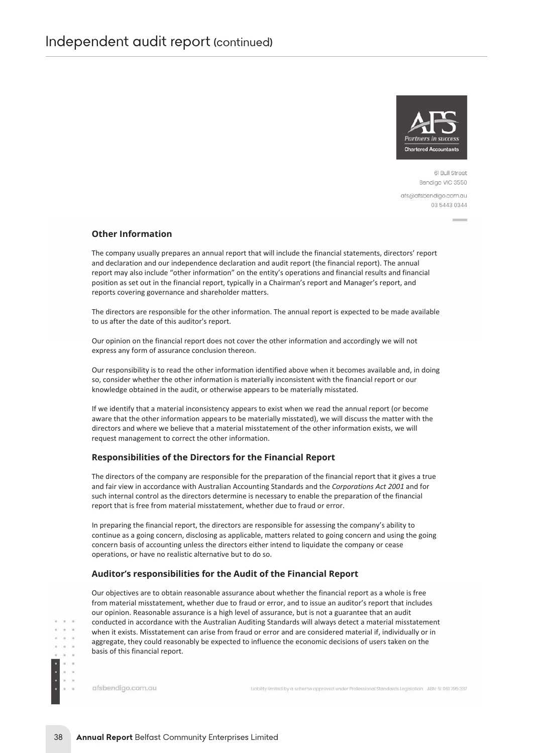# Independent audit report (continued)

AFS
Partners in success
Chartered Accountants

61 Bull Street
Bendigo VIC 3550

afs@afsbendigo.com.au
03 5443 0344

### Other Information

The company usually prepares an annual report that will include the financial statements, directors' report and declaration and our independence declaration and audit report (the financial report). The annual report may also include "other information" on the entity's operations and financial results and financial position as set out in the financial report, typically in a Chairman's report and Manager's report, and reports covering governance and shareholder matters.

The directors are responsible for the other information. The annual report is expected to be made available to us after the date of this auditor's report.

Our opinion on the financial report does not cover the other information and accordingly we will not express any form of assurance conclusion thereon.

Our responsibility is to read the other information identified above when it becomes available and, in doing so, consider whether the other information is materially inconsistent with the financial report or our knowledge obtained in the audit, or otherwise appears to be materially misstated.

If we identify that a material inconsistency appears to exist when we read the annual report (or become aware that the other information appears to be materially misstated), we will discuss the matter with the directors and where we believe that a material misstatement of the other information exists, we will request management to correct the other information.

### Responsibilities of the Directors for the Financial Report

The directors of the company are responsible for the preparation of the financial report that it gives a true and fair view in accordance with Australian Accounting Standards and the *Corporations Act 2001* and for such internal control as the directors determine is necessary to enable the preparation of the financial report that is free from material misstatement, whether due to fraud or error.

In preparing the financial report, the directors are responsible for assessing the company's ability to continue as a going concern, disclosing as applicable, matters related to going concern and using the going concern basis of accounting unless the directors either intend to liquidate the company or cease operations, or have no realistic alternative but to do so.

### Auditor's responsibilities for the Audit of the Financial Report

Our objectives are to obtain reasonable assurance about whether the financial report as a whole is free from material misstatement, whether due to fraud or error, and to issue an auditor's report that includes our opinion. Reasonable assurance is a high level of assurance, but is not a guarantee that an audit conducted in accordance with the Australian Auditing Standards will always detect a material misstatement when it exists. Misstatement can arise from fraud or error and are considered material if, individually or in aggregate, they could reasonably be expected to influence the economic decisions of users taken on the basis of this financial report.

afsbendigo.com.au

Liability limited by a scheme approved under Professional Standards Legislation. ABN: 51 061 795 337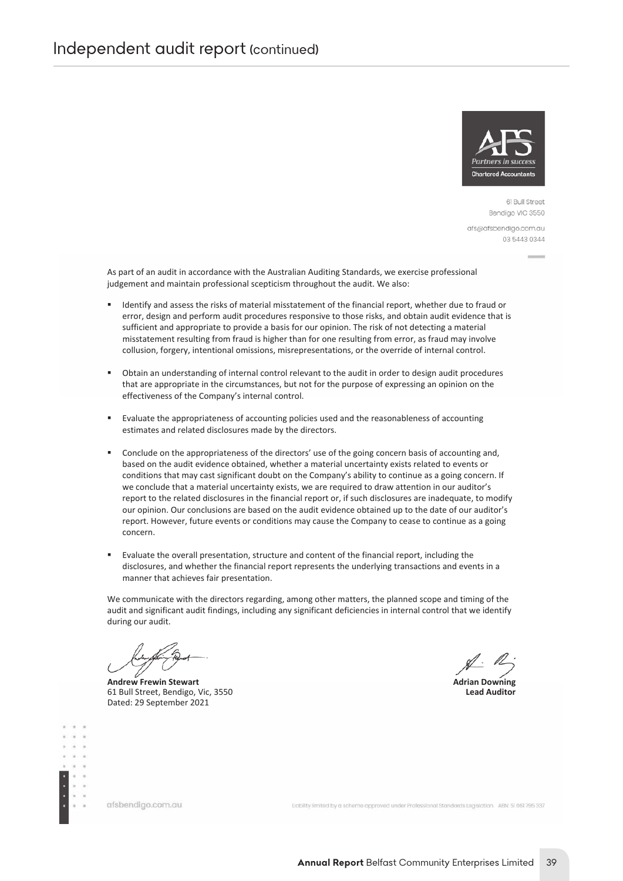# Independent audit report (continued)

AFS
Partners in success
Chartered Accountants

61 Bull Street
Bendigo VIC 3550
afs@afsbendigo.com.au
03 5443 0344

As part of an audit in accordance with the Australian Auditing Standards, we exercise professional judgement and maintain professional scepticism throughout the audit. We also:

- Identify and assess the risks of material misstatement of the financial report, whether due to fraud or error, design and perform audit procedures responsive to those risks, and obtain audit evidence that is sufficient and appropriate to provide a basis for our opinion. The risk of not detecting a material misstatement resulting from fraud is higher than for one resulting from error, as fraud may involve collusion, forgery, intentional omissions, misrepresentations, or the override of internal control.
- Obtain an understanding of internal control relevant to the audit in order to design audit procedures that are appropriate in the circumstances, but not for the purpose of expressing an opinion on the effectiveness of the Company's internal control.
- Evaluate the appropriateness of accounting policies used and the reasonableness of accounting estimates and related disclosures made by the directors.
- Conclude on the appropriateness of the directors' use of the going concern basis of accounting and, based on the audit evidence obtained, whether a material uncertainty exists related to events or conditions that may cast significant doubt on the Company's ability to continue as a going concern. If we conclude that a material uncertainty exists, we are required to draw attention in our auditor's report to the related disclosures in the financial report or, if such disclosures are inadequate, to modify our opinion. Our conclusions are based on the audit evidence obtained up to the date of our auditor's report. However, future events or conditions may cause the Company to cease to continue as a going concern.
- Evaluate the overall presentation, structure and content of the financial report, including the disclosures, and whether the financial report represents the underlying transactions and events in a manner that achieves fair presentation.

We communicate with the directors regarding, among other matters, the planned scope and timing of the audit and significant audit findings, including any significant deficiencies in internal control that we identify during our audit.

**Andrew Frewin Stewart**
61 Bull Street, Bendigo, Vic, 3550
Dated: 29 September 2021

**Adrian Downing**
**Lead Auditor**

afsbendigo.com.au

Liability limited by a scheme approved under Professional Standards Legislation. ABN: 51 061 795 337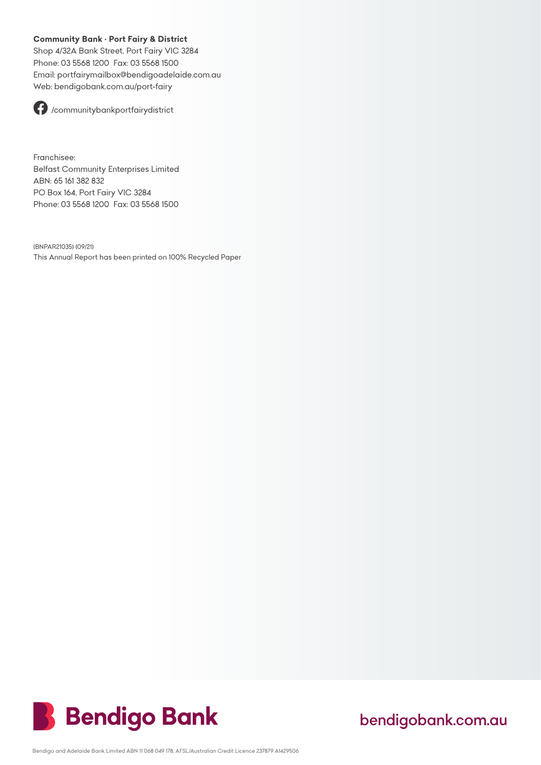**Community Bank · Port Fairy & District**
Shop 4/32A Bank Street, Port Fairy VIC 3284
Phone: 03 5568 1200 Fax: 03 5568 1500
Email: portfairymailbox@bendigoadelaide.com.au
Web: bendigobank.com.au/port-fairy

/communitybankportfairydistrict

Franchisee:
Belfast Community Enterprises Limited
ABN: 65 161 382 832
PO Box 164, Port Fairy VIC 3284
Phone: 03 5568 1200 Fax: 03 5568 1500

(BNPAR21035) (09/21)
This Annual Report has been printed on 100% Recycled Paper

Bendigo Bank

bendigobank.com.au

Bendigo and Adelaide Bank Limited ABN 11 068 049 178, AFSL/Australian Credit Licence 237879 A1429506